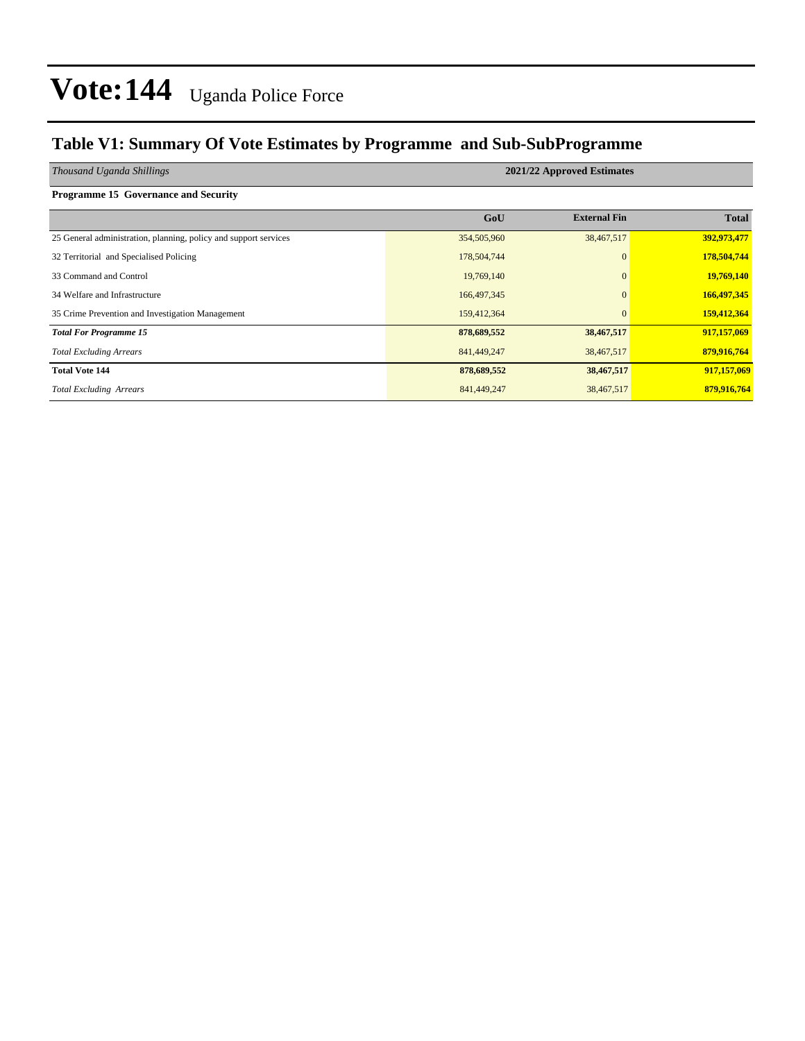# Vote:144 Uganda Police Force

## Table V1: Summary Of Vote Estimates by Programme and Sub-SubProgramme

| *Thousand Uganda Shillings* | 2021/22 Approved Estimates | | |
|---|---|---|---|
| **Programme 15 Governance and Security** | | | |
| | **GoU** | **External Fin** | **Total** |
| 25 General administration, planning, policy and support services | 354,505,960 | 38,467,517 | **392,973,477** |
| 32 Territorial and Specialised Policing | 178,504,744 | 0 | **178,504,744** |
| 33 Command and Control | 19,769,140 | 0 | **19,769,140** |
| 34 Welfare and Infrastructure | 166,497,345 | 0 | **166,497,345** |
| 35 Crime Prevention and Investigation Management | 159,412,364 | 0 | **159,412,364** |
| ***Total For Programme 15*** | **878,689,552** | **38,467,517** | **917,157,069** |
| *Total Excluding Arrears* | 841,449,247 | 38,467,517 | **879,916,764** |
| **Total Vote 144** | **878,689,552** | **38,467,517** | **917,157,069** |
| *Total Excluding Arrears* | 841,449,247 | 38,467,517 | **879,916,764** |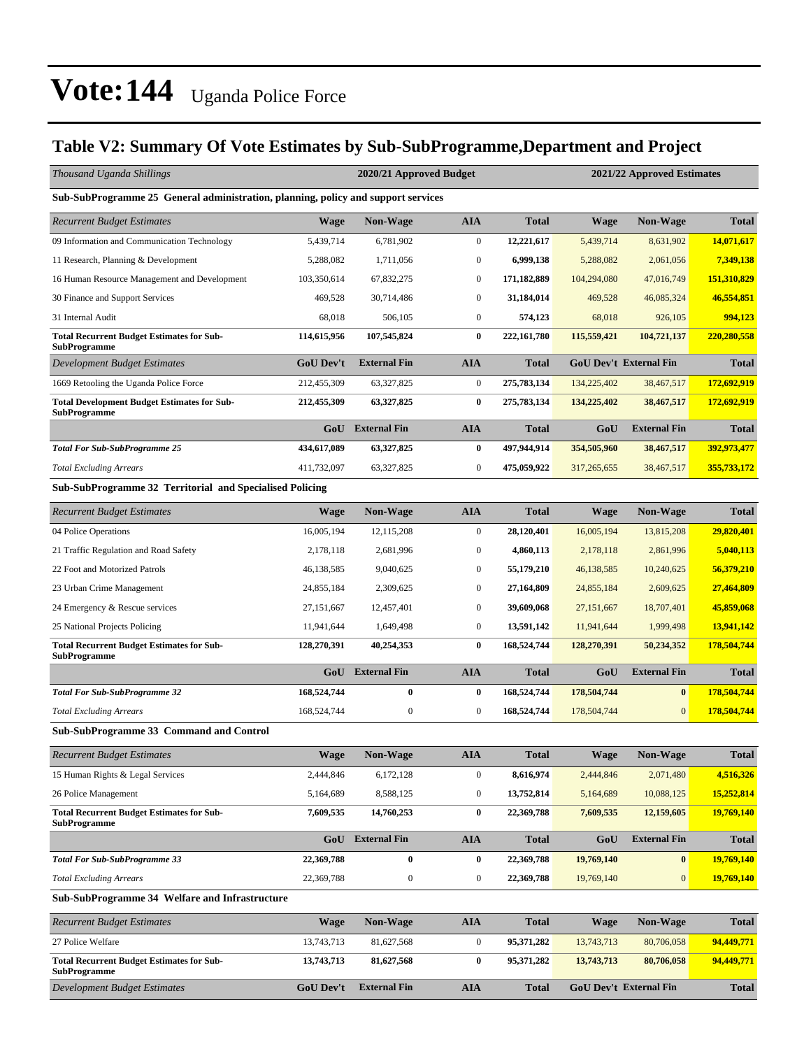# Vote:144 Uganda Police Force

## Table V2: Summary Of Vote Estimates by Sub-SubProgramme,Department and Project

| *Thousand Uganda Shillings* | 2020/21 Approved Budget | | | | 2021/22 Approved Estimates | | |
|---|---|---|---|---|---|---|---|
| **Sub-SubProgramme 25 General administration, planning, policy and support services** | | | | | | | |
| *Recurrent Budget Estimates* | **Wage** | **Non-Wage** | **AIA** | **Total** | **Wage** | **Non-Wage** | **Total** |
| 09 Information and Communication Technology | 5,439,714 | 6,781,902 | 0 | **12,221,617** | 5,439,714 | 8,631,902 | **14,071,617** |
| 11 Research, Planning & Development | 5,288,082 | 1,711,056 | 0 | **6,999,138** | 5,288,082 | 2,061,056 | **7,349,138** |
| 16 Human Resource Management and Development | 103,350,614 | 67,832,275 | 0 | **171,182,889** | 104,294,080 | 47,016,749 | **151,310,829** |
| 30 Finance and Support Services | 469,528 | 30,714,486 | 0 | **31,184,014** | 469,528 | 46,085,324 | **46,554,851** |
| 31 Internal Audit | 68,018 | 506,105 | 0 | **574,123** | 68,018 | 926,105 | **994,123** |
| **Total Recurrent Budget Estimates for Sub-SubProgramme** | **114,615,956** | **107,545,824** | **0** | **222,161,780** | **115,559,421** | **104,721,137** | **220,280,558** |
| *Development Budget Estimates* | **GoU Dev't** | **External Fin** | **AIA** | **Total** | **GoU Dev't** | **External Fin** | **Total** |
| 1669 Retooling the Uganda Police Force | 212,455,309 | 63,327,825 | 0 | **275,783,134** | 134,225,402 | 38,467,517 | **172,692,919** |
| **Total Development Budget Estimates for Sub-SubProgramme** | **212,455,309** | **63,327,825** | **0** | **275,783,134** | **134,225,402** | **38,467,517** | **172,692,919** |
| | **GoU** | **External Fin** | **AIA** | **Total** | **GoU** | **External Fin** | **Total** |
| ***Total For Sub-SubProgramme 25*** | **434,617,089** | **63,327,825** | **0** | **497,944,914** | **354,505,960** | **38,467,517** | **392,973,477** |
| *Total Excluding Arrears* | 411,732,097 | 63,327,825 | 0 | 475,059,922 | 317,265,655 | 38,467,517 | **355,733,172** |
| **Sub-SubProgramme 32 Territorial and Specialised Policing** | | | | | | | |
| *Recurrent Budget Estimates* | **Wage** | **Non-Wage** | **AIA** | **Total** | **Wage** | **Non-Wage** | **Total** |
| 04 Police Operations | 16,005,194 | 12,115,208 | 0 | **28,120,401** | 16,005,194 | 13,815,208 | **29,820,401** |
| 21 Traffic Regulation and Road Safety | 2,178,118 | 2,681,996 | 0 | **4,860,113** | 2,178,118 | 2,861,996 | **5,040,113** |
| 22 Foot and Motorized Patrols | 46,138,585 | 9,040,625 | 0 | **55,179,210** | 46,138,585 | 10,240,625 | **56,379,210** |
| 23 Urban Crime Management | 24,855,184 | 2,309,625 | 0 | **27,164,809** | 24,855,184 | 2,609,625 | **27,464,809** |
| 24 Emergency & Rescue services | 27,151,667 | 12,457,401 | 0 | **39,609,068** | 27,151,667 | 18,707,401 | **45,859,068** |
| 25 National Projects Policing | 11,941,644 | 1,649,498 | 0 | **13,591,142** | 11,941,644 | 1,999,498 | **13,941,142** |
| **Total Recurrent Budget Estimates for Sub-SubProgramme** | **128,270,391** | **40,254,353** | **0** | **168,524,744** | **128,270,391** | **50,234,352** | **178,504,744** |
| | **GoU** | **External Fin** | **AIA** | **Total** | **GoU** | **External Fin** | **Total** |
| ***Total For Sub-SubProgramme 32*** | **168,524,744** | **0** | **0** | **168,524,744** | **178,504,744** | **0** | **178,504,744** |
| *Total Excluding Arrears* | 168,524,744 | 0 | 0 | 168,524,744 | 178,504,744 | 0 | **178,504,744** |
| **Sub-SubProgramme 33 Command and Control** | | | | | | | |
| *Recurrent Budget Estimates* | **Wage** | **Non-Wage** | **AIA** | **Total** | **Wage** | **Non-Wage** | **Total** |
| 15 Human Rights & Legal Services | 2,444,846 | 6,172,128 | 0 | **8,616,974** | 2,444,846 | 2,071,480 | **4,516,326** |
| 26 Police Management | 5,164,689 | 8,588,125 | 0 | **13,752,814** | 5,164,689 | 10,088,125 | **15,252,814** |
| **Total Recurrent Budget Estimates for Sub-SubProgramme** | **7,609,535** | **14,760,253** | **0** | **22,369,788** | **7,609,535** | **12,159,605** | **19,769,140** |
| | **GoU** | **External Fin** | **AIA** | **Total** | **GoU** | **External Fin** | **Total** |
| ***Total For Sub-SubProgramme 33*** | **22,369,788** | **0** | **0** | **22,369,788** | **19,769,140** | **0** | **19,769,140** |
| *Total Excluding Arrears* | 22,369,788 | 0 | 0 | 22,369,788 | 19,769,140 | 0 | **19,769,140** |
| **Sub-SubProgramme 34 Welfare and Infrastructure** | | | | | | | |
| *Recurrent Budget Estimates* | **Wage** | **Non-Wage** | **AIA** | **Total** | **Wage** | **Non-Wage** | **Total** |
| 27 Police Welfare | 13,743,713 | 81,627,568 | 0 | **95,371,282** | 13,743,713 | 80,706,058 | **94,449,771** |
| **Total Recurrent Budget Estimates for Sub-SubProgramme** | **13,743,713** | **81,627,568** | **0** | **95,371,282** | **13,743,713** | **80,706,058** | **94,449,771** |
| *Development Budget Estimates* | **GoU Dev't** | **External Fin** | **AIA** | **Total** | **GoU Dev't** | **External Fin** | **Total** |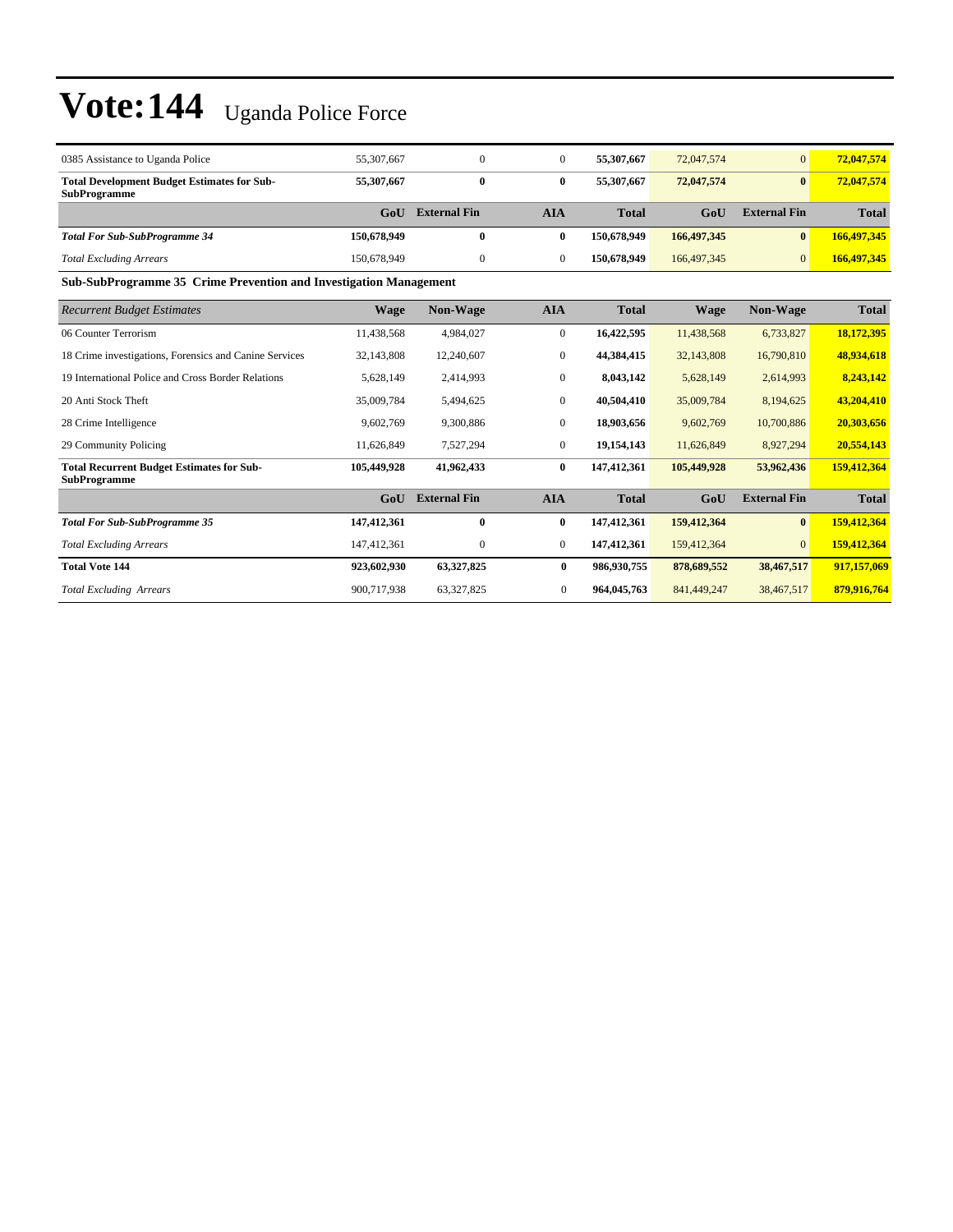# Vote:144 Uganda Police Force

| | | | | | | | |
|---|---|---|---|---|---|---|---|
| 0385 Assistance to Uganda Police | 55,307,667 | 0 | 0 | **55,307,667** | 72,047,574 | 0 | **72,047,574** |
| **Total Development Budget Estimates for Sub-SubProgramme** | **55,307,667** | **0** | **0** | **55,307,667** | **72,047,574** | **0** | **72,047,574** |
| | **GoU** | **External Fin** | **AIA** | **Total** | **GoU** | **External Fin** | **Total** |
| ***Total For Sub-SubProgramme 34*** | **150,678,949** | **0** | **0** | **150,678,949** | **166,497,345** | **0** | **166,497,345** |
| *Total Excluding Arrears* | 150,678,949 | 0 | 0 | **150,678,949** | 166,497,345 | 0 | **166,497,345** |

**Sub-SubProgramme 35 Crime Prevention and Investigation Management**

| *Recurrent Budget Estimates* | Wage | Non-Wage | AIA | Total | Wage | Non-Wage | Total |
|---|---|---|---|---|---|---|---|
| 06 Counter Terrorism | 11,438,568 | 4,984,027 | 0 | **16,422,595** | 11,438,568 | 6,733,827 | **18,172,395** |
| 18 Crime investigations, Forensics and Canine Services | 32,143,808 | 12,240,607 | 0 | **44,384,415** | 32,143,808 | 16,790,810 | **48,934,618** |
| 19 International Police and Cross Border Relations | 5,628,149 | 2,414,993 | 0 | **8,043,142** | 5,628,149 | 2,614,993 | **8,243,142** |
| 20 Anti Stock Theft | 35,009,784 | 5,494,625 | 0 | **40,504,410** | 35,009,784 | 8,194,625 | **43,204,410** |
| 28 Crime Intelligence | 9,602,769 | 9,300,886 | 0 | **18,903,656** | 9,602,769 | 10,700,886 | **20,303,656** |
| 29 Community Policing | 11,626,849 | 7,527,294 | 0 | **19,154,143** | 11,626,849 | 8,927,294 | **20,554,143** |
| **Total Recurrent Budget Estimates for Sub-SubProgramme** | **105,449,928** | **41,962,433** | **0** | **147,412,361** | **105,449,928** | **53,962,436** | **159,412,364** |
| | **GoU** | **External Fin** | **AIA** | **Total** | **GoU** | **External Fin** | **Total** |
| ***Total For Sub-SubProgramme 35*** | **147,412,361** | **0** | **0** | **147,412,361** | **159,412,364** | **0** | **159,412,364** |
| *Total Excluding Arrears* | 147,412,361 | 0 | 0 | **147,412,361** | 159,412,364 | 0 | **159,412,364** |
| **Total Vote 144** | **923,602,930** | **63,327,825** | **0** | **986,930,755** | **878,689,552** | **38,467,517** | **917,157,069** |
| *Total Excluding Arrears* | 900,717,938 | 63,327,825 | 0 | **964,045,763** | 841,449,247 | 38,467,517 | **879,916,764** |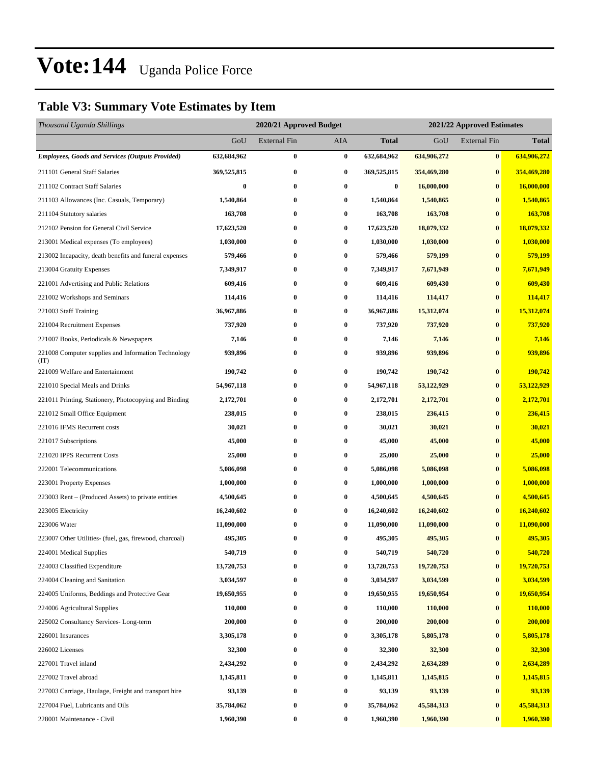# Vote:144 Uganda Police Force

## Table V3: Summary Vote Estimates by Item

| *Thousand Uganda Shillings* | 2020/21 Approved Budget | | | | 2021/22 Approved Estimates | | |
|---|---|---|---|---|---|---|---|
| | GoU | External Fin | AIA | **Total** | GoU | External Fin | **Total** |
| ***Employees, Goods and Services (Outputs Provided)*** | **632,684,962** | **0** | **0** | **632,684,962** | **634,906,272** | **0** | **634,906,272** |
| 211101 General Staff Salaries | **369,525,815** | **0** | **0** | **369,525,815** | **354,469,280** | **0** | **354,469,280** |
| 211102 Contract Staff Salaries | **0** | **0** | **0** | **0** | **16,000,000** | **0** | **16,000,000** |
| 211103 Allowances (Inc. Casuals, Temporary) | **1,540,864** | **0** | **0** | **1,540,864** | **1,540,865** | **0** | **1,540,865** |
| 211104 Statutory salaries | **163,708** | **0** | **0** | **163,708** | **163,708** | **0** | **163,708** |
| 212102 Pension for General Civil Service | **17,623,520** | **0** | **0** | **17,623,520** | **18,079,332** | **0** | **18,079,332** |
| 213001 Medical expenses (To employees) | **1,030,000** | **0** | **0** | **1,030,000** | **1,030,000** | **0** | **1,030,000** |
| 213002 Incapacity, death benefits and funeral expenses | **579,466** | **0** | **0** | **579,466** | **579,199** | **0** | **579,199** |
| 213004 Gratuity Expenses | **7,349,917** | **0** | **0** | **7,349,917** | **7,671,949** | **0** | **7,671,949** |
| 221001 Advertising and Public Relations | **609,416** | **0** | **0** | **609,416** | **609,430** | **0** | **609,430** |
| 221002 Workshops and Seminars | **114,416** | **0** | **0** | **114,416** | **114,417** | **0** | **114,417** |
| 221003 Staff Training | **36,967,886** | **0** | **0** | **36,967,886** | **15,312,074** | **0** | **15,312,074** |
| 221004 Recruitment Expenses | **737,920** | **0** | **0** | **737,920** | **737,920** | **0** | **737,920** |
| 221007 Books, Periodicals & Newspapers | **7,146** | **0** | **0** | **7,146** | **7,146** | **0** | **7,146** |
| 221008 Computer supplies and Information Technology (IT) | **939,896** | **0** | **0** | **939,896** | **939,896** | **0** | **939,896** |
| 221009 Welfare and Entertainment | **190,742** | **0** | **0** | **190,742** | **190,742** | **0** | **190,742** |
| 221010 Special Meals and Drinks | **54,967,118** | **0** | **0** | **54,967,118** | **53,122,929** | **0** | **53,122,929** |
| 221011 Printing, Stationery, Photocopying and Binding | **2,172,701** | **0** | **0** | **2,172,701** | **2,172,701** | **0** | **2,172,701** |
| 221012 Small Office Equipment | **238,015** | **0** | **0** | **238,015** | **236,415** | **0** | **236,415** |
| 221016 IFMS Recurrent costs | **30,021** | **0** | **0** | **30,021** | **30,021** | **0** | **30,021** |
| 221017 Subscriptions | **45,000** | **0** | **0** | **45,000** | **45,000** | **0** | **45,000** |
| 221020 IPPS Recurrent Costs | **25,000** | **0** | **0** | **25,000** | **25,000** | **0** | **25,000** |
| 222001 Telecommunications | **5,086,098** | **0** | **0** | **5,086,098** | **5,086,098** | **0** | **5,086,098** |
| 223001 Property Expenses | **1,000,000** | **0** | **0** | **1,000,000** | **1,000,000** | **0** | **1,000,000** |
| 223003 Rent – (Produced Assets) to private entities | **4,500,645** | **0** | **0** | **4,500,645** | **4,500,645** | **0** | **4,500,645** |
| 223005 Electricity | **16,240,602** | **0** | **0** | **16,240,602** | **16,240,602** | **0** | **16,240,602** |
| 223006 Water | **11,090,000** | **0** | **0** | **11,090,000** | **11,090,000** | **0** | **11,090,000** |
| 223007 Other Utilities- (fuel, gas, firewood, charcoal) | **495,305** | **0** | **0** | **495,305** | **495,305** | **0** | **495,305** |
| 224001 Medical Supplies | **540,719** | **0** | **0** | **540,719** | **540,720** | **0** | **540,720** |
| 224003 Classified Expenditure | **13,720,753** | **0** | **0** | **13,720,753** | **19,720,753** | **0** | **19,720,753** |
| 224004 Cleaning and Sanitation | **3,034,597** | **0** | **0** | **3,034,597** | **3,034,599** | **0** | **3,034,599** |
| 224005 Uniforms, Beddings and Protective Gear | **19,650,955** | **0** | **0** | **19,650,955** | **19,650,954** | **0** | **19,650,954** |
| 224006 Agricultural Supplies | **110,000** | **0** | **0** | **110,000** | **110,000** | **0** | **110,000** |
| 225002 Consultancy Services- Long-term | **200,000** | **0** | **0** | **200,000** | **200,000** | **0** | **200,000** |
| 226001 Insurances | **3,305,178** | **0** | **0** | **3,305,178** | **5,805,178** | **0** | **5,805,178** |
| 226002 Licenses | **32,300** | **0** | **0** | **32,300** | **32,300** | **0** | **32,300** |
| 227001 Travel inland | **2,434,292** | **0** | **0** | **2,434,292** | **2,634,289** | **0** | **2,634,289** |
| 227002 Travel abroad | **1,145,811** | **0** | **0** | **1,145,811** | **1,145,815** | **0** | **1,145,815** |
| 227003 Carriage, Haulage, Freight and transport hire | **93,139** | **0** | **0** | **93,139** | **93,139** | **0** | **93,139** |
| 227004 Fuel, Lubricants and Oils | **35,784,062** | **0** | **0** | **35,784,062** | **45,584,313** | **0** | **45,584,313** |
| 228001 Maintenance - Civil | **1,960,390** | **0** | **0** | **1,960,390** | **1,960,390** | **0** | **1,960,390** |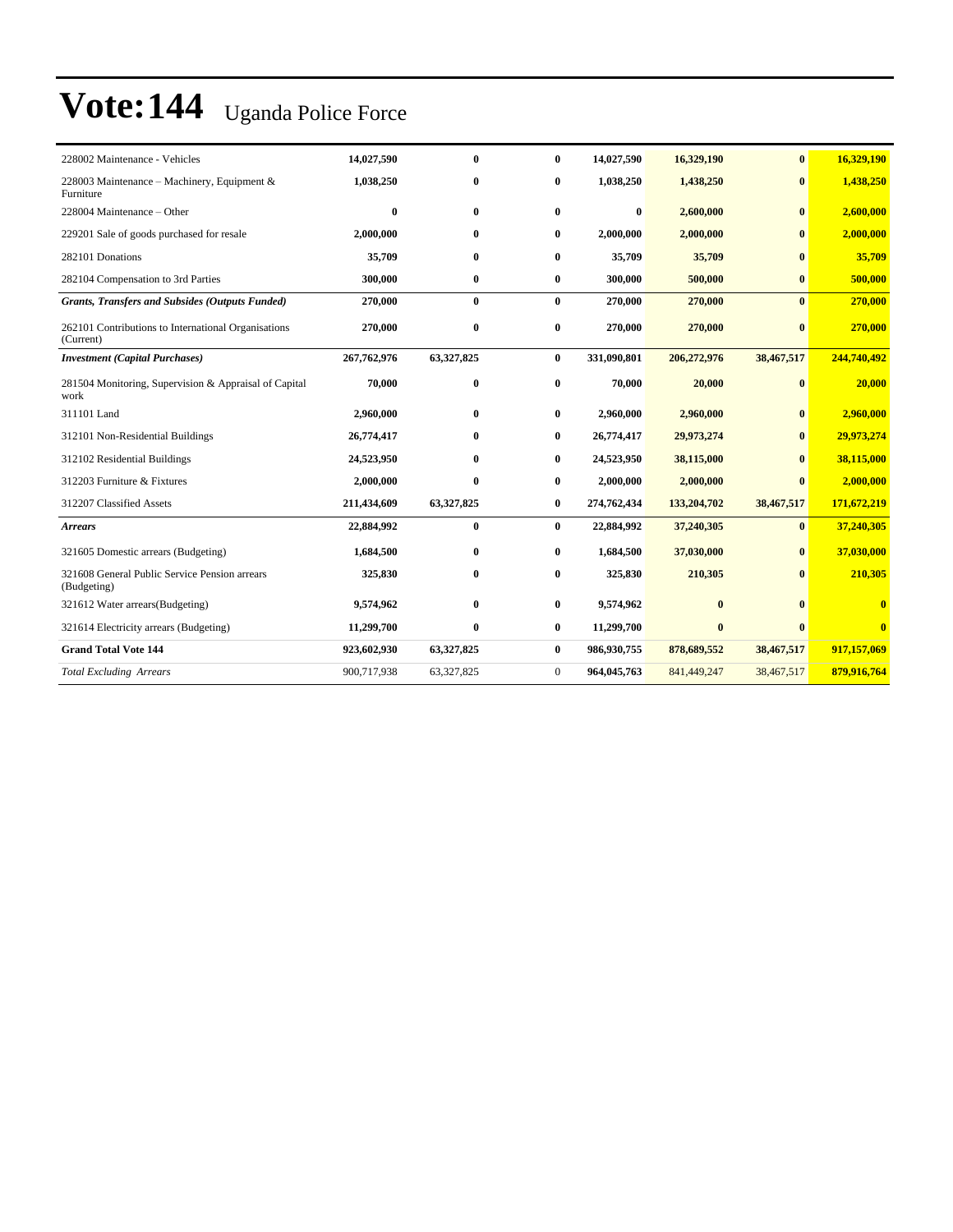# Vote:144 Uganda Police Force

| | | | | | | | |
|---|---|---|---|---|---|---|---|
| 228002 Maintenance - Vehicles | **14,027,590** | **0** | **0** | **14,027,590** | **16,329,190** | **0** | **16,329,190** |
| 228003 Maintenance – Machinery, Equipment & Furniture | **1,038,250** | **0** | **0** | **1,038,250** | **1,438,250** | **0** | **1,438,250** |
| 228004 Maintenance – Other | **0** | **0** | **0** | **0** | **2,600,000** | **0** | **2,600,000** |
| 229201 Sale of goods purchased for resale | **2,000,000** | **0** | **0** | **2,000,000** | **2,000,000** | **0** | **2,000,000** |
| 282101 Donations | **35,709** | **0** | **0** | **35,709** | **35,709** | **0** | **35,709** |
| 282104 Compensation to 3rd Parties | **300,000** | **0** | **0** | **300,000** | **500,000** | **0** | **500,000** |
| ***Grants, Transfers and Subsides (Outputs Funded)*** | **270,000** | **0** | **0** | **270,000** | **270,000** | **0** | **270,000** |
| 262101 Contributions to International Organisations (Current) | **270,000** | **0** | **0** | **270,000** | **270,000** | **0** | **270,000** |
| ***Investment (Capital Purchases)*** | **267,762,976** | **63,327,825** | **0** | **331,090,801** | **206,272,976** | **38,467,517** | **244,740,492** |
| 281504 Monitoring, Supervision & Appraisal of Capital work | **70,000** | **0** | **0** | **70,000** | **20,000** | **0** | **20,000** |
| 311101 Land | **2,960,000** | **0** | **0** | **2,960,000** | **2,960,000** | **0** | **2,960,000** |
| 312101 Non-Residential Buildings | **26,774,417** | **0** | **0** | **26,774,417** | **29,973,274** | **0** | **29,973,274** |
| 312102 Residential Buildings | **24,523,950** | **0** | **0** | **24,523,950** | **38,115,000** | **0** | **38,115,000** |
| 312203 Furniture & Fixtures | **2,000,000** | **0** | **0** | **2,000,000** | **2,000,000** | **0** | **2,000,000** |
| 312207 Classified Assets | **211,434,609** | **63,327,825** | **0** | **274,762,434** | **133,204,702** | **38,467,517** | **171,672,219** |
| ***Arrears*** | **22,884,992** | **0** | **0** | **22,884,992** | **37,240,305** | **0** | **37,240,305** |
| 321605 Domestic arrears (Budgeting) | **1,684,500** | **0** | **0** | **1,684,500** | **37,030,000** | **0** | **37,030,000** |
| 321608 General Public Service Pension arrears (Budgeting) | **325,830** | **0** | **0** | **325,830** | **210,305** | **0** | **210,305** |
| 321612 Water arrears(Budgeting) | **9,574,962** | **0** | **0** | **9,574,962** | **0** | **0** | **0** |
| 321614 Electricity arrears (Budgeting) | **11,299,700** | **0** | **0** | **11,299,700** | **0** | **0** | **0** |
| **Grand Total Vote 144** | **923,602,930** | **63,327,825** | **0** | **986,930,755** | **878,689,552** | **38,467,517** | **917,157,069** |
| *Total Excluding Arrears* | 900,717,938 | 63,327,825 | 0 | **964,045,763** | 841,449,247 | 38,467,517 | **879,916,764** |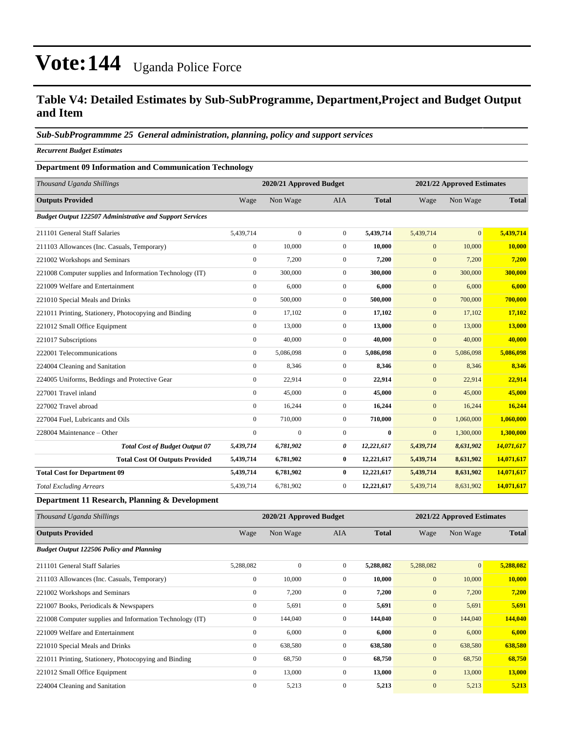# Vote:144 Uganda Police Force

## Table V4: Detailed Estimates by Sub-SubProgramme, Department,Project and Budget Output and Item

### *Sub-SubProgrammme 25 General administration, planning, policy and support services*

***Recurrent Budget Estimates***

#### Department 09 Information and Communication Technology

| *Thousand Uganda Shillings* | 2020/21 Approved Budget | | | | 2021/22 Approved Estimates | | |
|---|---|---|---|---|---|---|---|
| **Outputs Provided** | Wage | Non Wage | AIA | **Total** | Wage | Non Wage | **Total** |
| ***Budget Output 122507 Administrative and Support Services*** | | | | | | | |
| 211101 General Staff Salaries | 5,439,714 | 0 | 0 | **5,439,714** | 5,439,714 | 0 | **5,439,714** |
| 211103 Allowances (Inc. Casuals, Temporary) | 0 | 10,000 | 0 | **10,000** | 0 | 10,000 | **10,000** |
| 221002 Workshops and Seminars | 0 | 7,200 | 0 | **7,200** | 0 | 7,200 | **7,200** |
| 221008 Computer supplies and Information Technology (IT) | 0 | 300,000 | 0 | **300,000** | 0 | 300,000 | **300,000** |
| 221009 Welfare and Entertainment | 0 | 6,000 | 0 | **6,000** | 0 | 6,000 | **6,000** |
| 221010 Special Meals and Drinks | 0 | 500,000 | 0 | **500,000** | 0 | 700,000 | **700,000** |
| 221011 Printing, Stationery, Photocopying and Binding | 0 | 17,102 | 0 | **17,102** | 0 | 17,102 | **17,102** |
| 221012 Small Office Equipment | 0 | 13,000 | 0 | **13,000** | 0 | 13,000 | **13,000** |
| 221017 Subscriptions | 0 | 40,000 | 0 | **40,000** | 0 | 40,000 | **40,000** |
| 222001 Telecommunications | 0 | 5,086,098 | 0 | **5,086,098** | 0 | 5,086,098 | **5,086,098** |
| 224004 Cleaning and Sanitation | 0 | 8,346 | 0 | **8,346** | 0 | 8,346 | **8,346** |
| 224005 Uniforms, Beddings and Protective Gear | 0 | 22,914 | 0 | **22,914** | 0 | 22,914 | **22,914** |
| 227001 Travel inland | 0 | 45,000 | 0 | **45,000** | 0 | 45,000 | **45,000** |
| 227002 Travel abroad | 0 | 16,244 | 0 | **16,244** | 0 | 16,244 | **16,244** |
| 227004 Fuel, Lubricants and Oils | 0 | 710,000 | 0 | **710,000** | 0 | 1,060,000 | **1,060,000** |
| 228004 Maintenance – Other | 0 | 0 | 0 | **0** | 0 | 1,300,000 | **1,300,000** |
| ***Total Cost of Budget Output 07*** | ***5,439,714*** | ***6,781,902*** | ***0*** | ***12,221,617*** | ***5,439,714*** | ***8,631,902*** | ***14,071,617*** |
| **Total Cost Of Outputs Provided** | **5,439,714** | **6,781,902** | **0** | **12,221,617** | **5,439,714** | **8,631,902** | **14,071,617** |
| **Total Cost for Department 09** | **5,439,714** | **6,781,902** | **0** | **12,221,617** | **5,439,714** | **8,631,902** | **14,071,617** |
| *Total Excluding Arrears* | 5,439,714 | 6,781,902 | 0 | **12,221,617** | 5,439,714 | 8,631,902 | **14,071,617** |

#### Department 11 Research, Planning & Development

| *Thousand Uganda Shillings* | 2020/21 Approved Budget | | | | 2021/22 Approved Estimates | | |
|---|---|---|---|---|---|---|---|
| **Outputs Provided** | Wage | Non Wage | AIA | **Total** | Wage | Non Wage | **Total** |
| ***Budget Output 122506 Policy and Planning*** | | | | | | | |
| 211101 General Staff Salaries | 5,288,082 | 0 | 0 | **5,288,082** | 5,288,082 | 0 | **5,288,082** |
| 211103 Allowances (Inc. Casuals, Temporary) | 0 | 10,000 | 0 | **10,000** | 0 | 10,000 | **10,000** |
| 221002 Workshops and Seminars | 0 | 7,200 | 0 | **7,200** | 0 | 7,200 | **7,200** |
| 221007 Books, Periodicals & Newspapers | 0 | 5,691 | 0 | **5,691** | 0 | 5,691 | **5,691** |
| 221008 Computer supplies and Information Technology (IT) | 0 | 144,040 | 0 | **144,040** | 0 | 144,040 | **144,040** |
| 221009 Welfare and Entertainment | 0 | 6,000 | 0 | **6,000** | 0 | 6,000 | **6,000** |
| 221010 Special Meals and Drinks | 0 | 638,580 | 0 | **638,580** | 0 | 638,580 | **638,580** |
| 221011 Printing, Stationery, Photocopying and Binding | 0 | 68,750 | 0 | **68,750** | 0 | 68,750 | **68,750** |
| 221012 Small Office Equipment | 0 | 13,000 | 0 | **13,000** | 0 | 13,000 | **13,000** |
| 224004 Cleaning and Sanitation | 0 | 5,213 | 0 | **5,213** | 0 | 5,213 | **5,213** |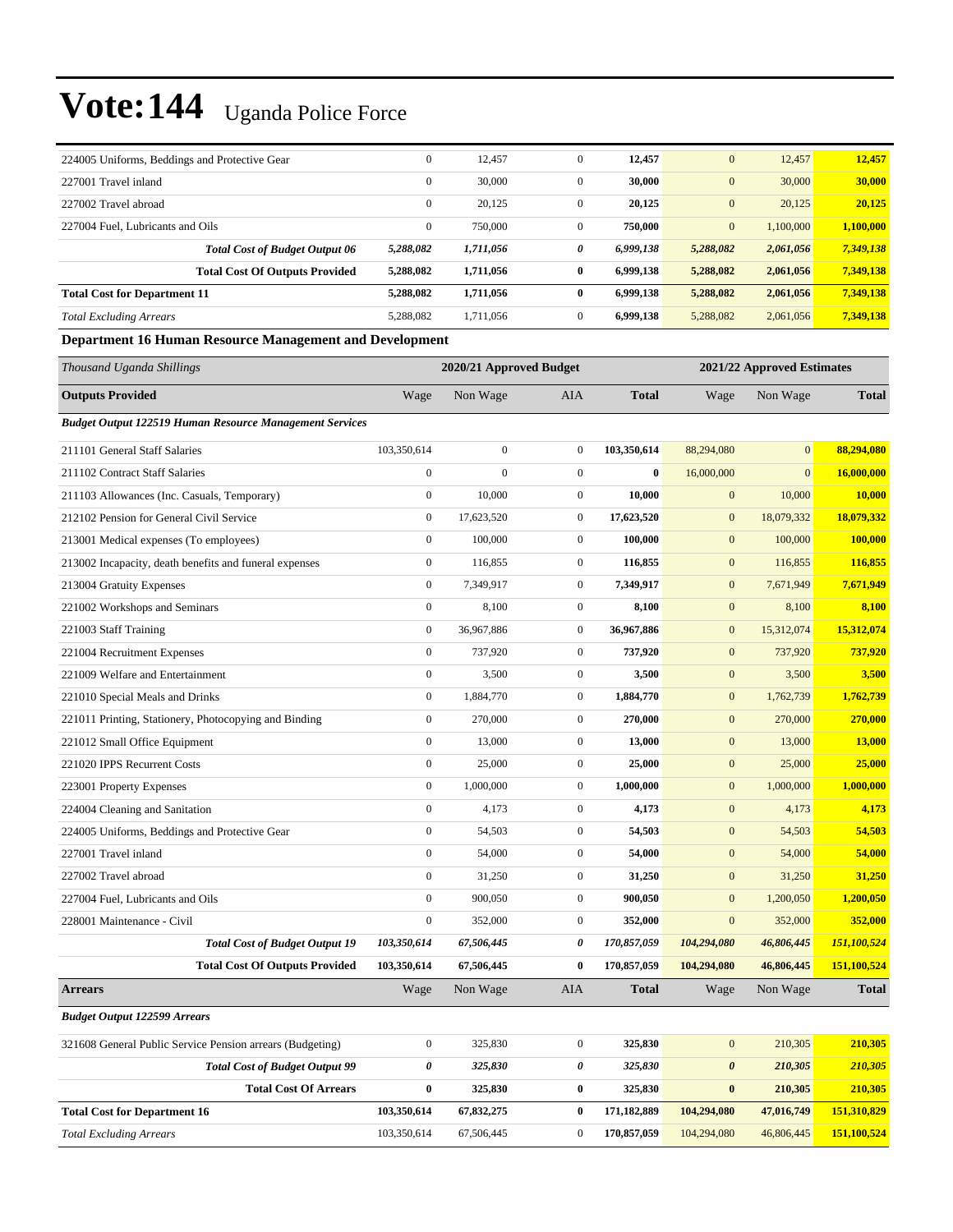| | | | | | | | |
|---|---|---|---|---|---|---|---|
| 224005 Uniforms, Beddings and Protective Gear | 0 | 12,457 | 0 | **12,457** | 0 | 12,457 | **12,457** |
| 227001 Travel inland | 0 | 30,000 | 0 | **30,000** | 0 | 30,000 | **30,000** |
| 227002 Travel abroad | 0 | 20,125 | 0 | **20,125** | 0 | 20,125 | **20,125** |
| 227004 Fuel, Lubricants and Oils | 0 | 750,000 | 0 | **750,000** | 0 | 1,100,000 | **1,100,000** |
| ***Total Cost of Budget Output 06*** | ***5,288,082*** | ***1,711,056*** | ***0*** | ***6,999,138*** | ***5,288,082*** | ***2,061,056*** | ***7,349,138*** |
| **Total Cost Of Outputs Provided** | **5,288,082** | **1,711,056** | **0** | **6,999,138** | **5,288,082** | **2,061,056** | **7,349,138** |
| **Total Cost for Department 11** | **5,288,082** | **1,711,056** | **0** | **6,999,138** | **5,288,082** | **2,061,056** | **7,349,138** |
| *Total Excluding Arrears* | 5,288,082 | 1,711,056 | 0 | **6,999,138** | 5,288,082 | 2,061,056 | **7,349,138** |

### Department 16 Human Resource Management and Development

| *Thousand Uganda Shillings* | 2020/21 Approved Budget | | | | 2021/22 Approved Estimates | | |
|---|---|---|---|---|---|---|---|
| **Outputs Provided** | Wage | Non Wage | AIA | **Total** | Wage | Non Wage | **Total** |
| ***Budget Output 122519 Human Resource Management Services*** | | | | | | | |
| 211101 General Staff Salaries | 103,350,614 | 0 | 0 | **103,350,614** | 88,294,080 | 0 | **88,294,080** |
| 211102 Contract Staff Salaries | 0 | 0 | 0 | **0** | 16,000,000 | 0 | **16,000,000** |
| 211103 Allowances (Inc. Casuals, Temporary) | 0 | 10,000 | 0 | **10,000** | 0 | 10,000 | **10,000** |
| 212102 Pension for General Civil Service | 0 | 17,623,520 | 0 | **17,623,520** | 0 | 18,079,332 | **18,079,332** |
| 213001 Medical expenses (To employees) | 0 | 100,000 | 0 | **100,000** | 0 | 100,000 | **100,000** |
| 213002 Incapacity, death benefits and funeral expenses | 0 | 116,855 | 0 | **116,855** | 0 | 116,855 | **116,855** |
| 213004 Gratuity Expenses | 0 | 7,349,917 | 0 | **7,349,917** | 0 | 7,671,949 | **7,671,949** |
| 221002 Workshops and Seminars | 0 | 8,100 | 0 | **8,100** | 0 | 8,100 | **8,100** |
| 221003 Staff Training | 0 | 36,967,886 | 0 | **36,967,886** | 0 | 15,312,074 | **15,312,074** |
| 221004 Recruitment Expenses | 0 | 737,920 | 0 | **737,920** | 0 | 737,920 | **737,920** |
| 221009 Welfare and Entertainment | 0 | 3,500 | 0 | **3,500** | 0 | 3,500 | **3,500** |
| 221010 Special Meals and Drinks | 0 | 1,884,770 | 0 | **1,884,770** | 0 | 1,762,739 | **1,762,739** |
| 221011 Printing, Stationery, Photocopying and Binding | 0 | 270,000 | 0 | **270,000** | 0 | 270,000 | **270,000** |
| 221012 Small Office Equipment | 0 | 13,000 | 0 | **13,000** | 0 | 13,000 | **13,000** |
| 221020 IPPS Recurrent Costs | 0 | 25,000 | 0 | **25,000** | 0 | 25,000 | **25,000** |
| 223001 Property Expenses | 0 | 1,000,000 | 0 | **1,000,000** | 0 | 1,000,000 | **1,000,000** |
| 224004 Cleaning and Sanitation | 0 | 4,173 | 0 | **4,173** | 0 | 4,173 | **4,173** |
| 224005 Uniforms, Beddings and Protective Gear | 0 | 54,503 | 0 | **54,503** | 0 | 54,503 | **54,503** |
| 227001 Travel inland | 0 | 54,000 | 0 | **54,000** | 0 | 54,000 | **54,000** |
| 227002 Travel abroad | 0 | 31,250 | 0 | **31,250** | 0 | 31,250 | **31,250** |
| 227004 Fuel, Lubricants and Oils | 0 | 900,050 | 0 | **900,050** | 0 | 1,200,050 | **1,200,050** |
| 228001 Maintenance - Civil | 0 | 352,000 | 0 | **352,000** | 0 | 352,000 | **352,000** |
| ***Total Cost of Budget Output 19*** | ***103,350,614*** | ***67,506,445*** | ***0*** | ***170,857,059*** | ***104,294,080*** | ***46,806,445*** | ***151,100,524*** |
| **Total Cost Of Outputs Provided** | **103,350,614** | **67,506,445** | **0** | **170,857,059** | **104,294,080** | **46,806,445** | **151,100,524** |
| **Arrears** | Wage | Non Wage | AIA | **Total** | Wage | Non Wage | **Total** |
| ***Budget Output 122599 Arrears*** | | | | | | | |
| 321608 General Public Service Pension arrears (Budgeting) | 0 | 325,830 | 0 | **325,830** | 0 | 210,305 | **210,305** |
| ***Total Cost of Budget Output 99*** | ***0*** | ***325,830*** | ***0*** | ***325,830*** | ***0*** | ***210,305*** | ***210,305*** |
| **Total Cost Of Arrears** | **0** | **325,830** | **0** | **325,830** | **0** | **210,305** | **210,305** |
| **Total Cost for Department 16** | **103,350,614** | **67,832,275** | **0** | **171,182,889** | **104,294,080** | **47,016,749** | **151,310,829** |
| *Total Excluding Arrears* | 103,350,614 | 67,506,445 | 0 | **170,857,059** | 104,294,080 | 46,806,445 | **151,100,524** |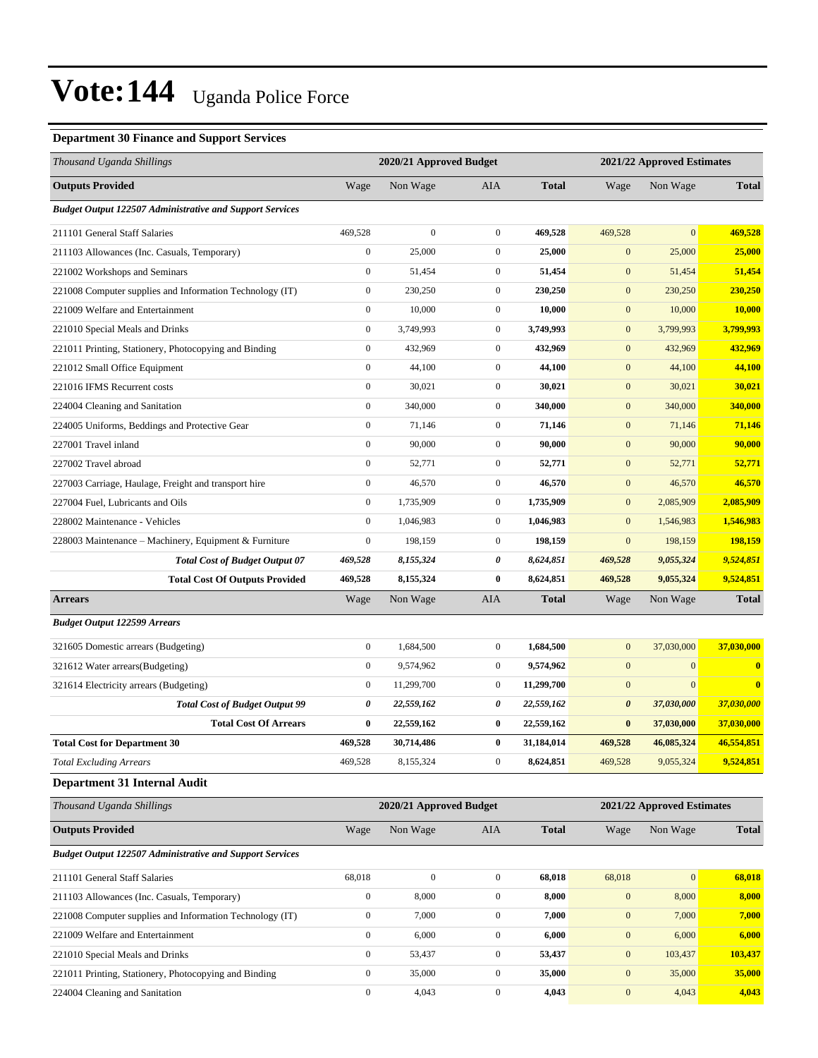# Vote:144 Uganda Police Force

### Department 30 Finance and Support Services

| *Thousand Uganda Shillings* | 2020/21 Approved Budget | | | | 2021/22 Approved Estimates | | |
|---|---|---|---|---|---|---|---|
| **Outputs Provided** | Wage | Non Wage | AIA | **Total** | Wage | Non Wage | **Total** |
| ***Budget Output 122507 Administrative and Support Services*** | | | | | | | |
| 211101 General Staff Salaries | 469,528 | 0 | 0 | **469,528** | 469,528 | 0 | **469,528** |
| 211103 Allowances (Inc. Casuals, Temporary) | 0 | 25,000 | 0 | **25,000** | 0 | 25,000 | **25,000** |
| 221002 Workshops and Seminars | 0 | 51,454 | 0 | **51,454** | 0 | 51,454 | **51,454** |
| 221008 Computer supplies and Information Technology (IT) | 0 | 230,250 | 0 | **230,250** | 0 | 230,250 | **230,250** |
| 221009 Welfare and Entertainment | 0 | 10,000 | 0 | **10,000** | 0 | 10,000 | **10,000** |
| 221010 Special Meals and Drinks | 0 | 3,749,993 | 0 | **3,749,993** | 0 | 3,799,993 | **3,799,993** |
| 221011 Printing, Stationery, Photocopying and Binding | 0 | 432,969 | 0 | **432,969** | 0 | 432,969 | **432,969** |
| 221012 Small Office Equipment | 0 | 44,100 | 0 | **44,100** | 0 | 44,100 | **44,100** |
| 221016 IFMS Recurrent costs | 0 | 30,021 | 0 | **30,021** | 0 | 30,021 | **30,021** |
| 224004 Cleaning and Sanitation | 0 | 340,000 | 0 | **340,000** | 0 | 340,000 | **340,000** |
| 224005 Uniforms, Beddings and Protective Gear | 0 | 71,146 | 0 | **71,146** | 0 | 71,146 | **71,146** |
| 227001 Travel inland | 0 | 90,000 | 0 | **90,000** | 0 | 90,000 | **90,000** |
| 227002 Travel abroad | 0 | 52,771 | 0 | **52,771** | 0 | 52,771 | **52,771** |
| 227003 Carriage, Haulage, Freight and transport hire | 0 | 46,570 | 0 | **46,570** | 0 | 46,570 | **46,570** |
| 227004 Fuel, Lubricants and Oils | 0 | 1,735,909 | 0 | **1,735,909** | 0 | 2,085,909 | **2,085,909** |
| 228002 Maintenance - Vehicles | 0 | 1,046,983 | 0 | **1,046,983** | 0 | 1,546,983 | **1,546,983** |
| 228003 Maintenance – Machinery, Equipment & Furniture | 0 | 198,159 | 0 | **198,159** | 0 | 198,159 | **198,159** |
| ***Total Cost of Budget Output 07*** | ***469,528*** | ***8,155,324*** | ***0*** | ***8,624,851*** | ***469,528*** | ***9,055,324*** | ***9,524,851*** |
| **Total Cost Of Outputs Provided** | **469,528** | **8,155,324** | **0** | **8,624,851** | **469,528** | **9,055,324** | **9,524,851** |
| **Arrears** | Wage | Non Wage | AIA | **Total** | Wage | Non Wage | **Total** |
| ***Budget Output 122599 Arrears*** | | | | | | | |
| 321605 Domestic arrears (Budgeting) | 0 | 1,684,500 | 0 | **1,684,500** | 0 | 37,030,000 | **37,030,000** |
| 321612 Water arrears(Budgeting) | 0 | 9,574,962 | 0 | **9,574,962** | 0 | 0 | **0** |
| 321614 Electricity arrears (Budgeting) | 0 | 11,299,700 | 0 | **11,299,700** | 0 | 0 | **0** |
| ***Total Cost of Budget Output 99*** | ***0*** | ***22,559,162*** | ***0*** | ***22,559,162*** | ***0*** | ***37,030,000*** | ***37,030,000*** |
| **Total Cost Of Arrears** | **0** | **22,559,162** | **0** | **22,559,162** | **0** | **37,030,000** | **37,030,000** |
| **Total Cost for Department 30** | **469,528** | **30,714,486** | **0** | **31,184,014** | **469,528** | **46,085,324** | **46,554,851** |
| *Total Excluding Arrears* | 469,528 | 8,155,324 | 0 | 8,624,851 | 469,528 | 9,055,324 | 9,524,851 |

### Department 31 Internal Audit

| *Thousand Uganda Shillings* | 2020/21 Approved Budget | | | | 2021/22 Approved Estimates | | |
|---|---|---|---|---|---|---|---|
| **Outputs Provided** | Wage | Non Wage | AIA | **Total** | Wage | Non Wage | **Total** |
| ***Budget Output 122507 Administrative and Support Services*** | | | | | | | |
| 211101 General Staff Salaries | 68,018 | 0 | 0 | **68,018** | 68,018 | 0 | **68,018** |
| 211103 Allowances (Inc. Casuals, Temporary) | 0 | 8,000 | 0 | **8,000** | 0 | 8,000 | **8,000** |
| 221008 Computer supplies and Information Technology (IT) | 0 | 7,000 | 0 | **7,000** | 0 | 7,000 | **7,000** |
| 221009 Welfare and Entertainment | 0 | 6,000 | 0 | **6,000** | 0 | 6,000 | **6,000** |
| 221010 Special Meals and Drinks | 0 | 53,437 | 0 | **53,437** | 0 | 103,437 | **103,437** |
| 221011 Printing, Stationery, Photocopying and Binding | 0 | 35,000 | 0 | **35,000** | 0 | 35,000 | **35,000** |
| 224004 Cleaning and Sanitation | 0 | 4,043 | 0 | **4,043** | 0 | 4,043 | **4,043** |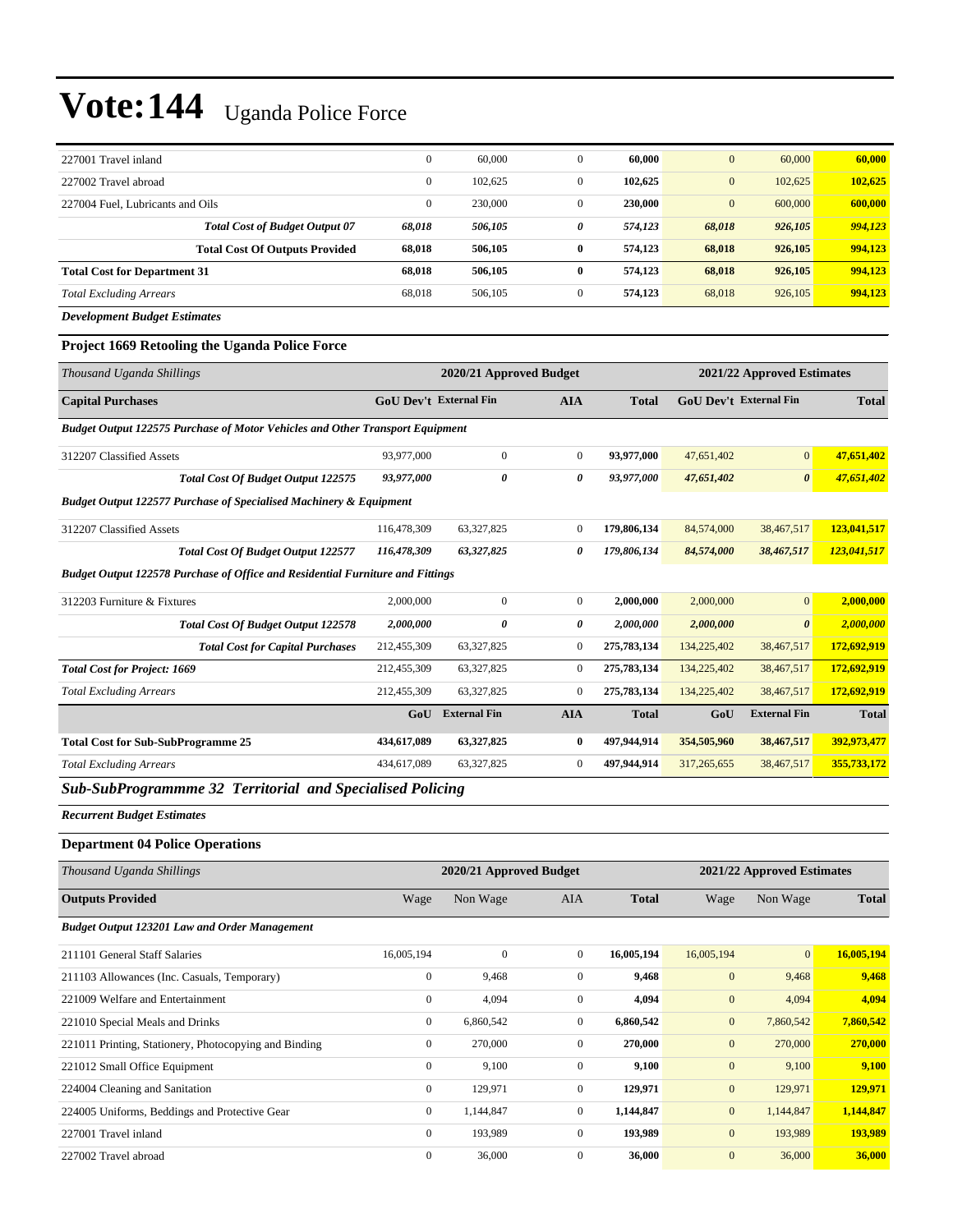| | | | | | | | |
|---|---|---|---|---|---|---|---|
| 227001 Travel inland | 0 | 60,000 | 0 | **60,000** | 0 | 60,000 | **60,000** |
| 227002 Travel abroad | 0 | 102,625 | 0 | **102,625** | 0 | 102,625 | **102,625** |
| 227004 Fuel, Lubricants and Oils | 0 | 230,000 | 0 | **230,000** | 0 | 600,000 | **600,000** |
| ***Total Cost of Budget Output 07*** | ***68,018*** | ***506,105*** | ***0*** | ***574,123*** | ***68,018*** | ***926,105*** | ***994,123*** |
| **Total Cost Of Outputs Provided** | **68,018** | **506,105** | **0** | **574,123** | **68,018** | **926,105** | **994,123** |
| **Total Cost for Department 31** | **68,018** | **506,105** | **0** | **574,123** | **68,018** | **926,105** | **994,123** |
| *Total Excluding Arrears* | 68,018 | 506,105 | 0 | 574,123 | 68,018 | 926,105 | **994,123** |

***Development Budget Estimates***

### Project 1669 Retooling the Uganda Police Force

| *Thousand Uganda Shillings* | 2020/21 Approved Budget | | | | 2021/22 Approved Estimates | | |
|---|---|---|---|---|---|---|---|
| **Capital Purchases** | **GoU Dev't** | **External Fin** | **AIA** | **Total** | **GoU Dev't** | **External Fin** | **Total** |
| ***Budget Output 122575 Purchase of Motor Vehicles and Other Transport Equipment*** | | | | | | | |
| 312207 Classified Assets | 93,977,000 | 0 | 0 | **93,977,000** | 47,651,402 | 0 | **47,651,402** |
| ***Total Cost Of Budget Output 122575*** | ***93,977,000*** | ***0*** | ***0*** | ***93,977,000*** | ***47,651,402*** | ***0*** | ***47,651,402*** |
| ***Budget Output 122577 Purchase of Specialised Machinery & Equipment*** | | | | | | | |
| 312207 Classified Assets | 116,478,309 | 63,327,825 | 0 | **179,806,134** | 84,574,000 | 38,467,517 | **123,041,517** |
| ***Total Cost Of Budget Output 122577*** | ***116,478,309*** | ***63,327,825*** | ***0*** | ***179,806,134*** | ***84,574,000*** | ***38,467,517*** | ***123,041,517*** |
| ***Budget Output 122578 Purchase of Office and Residential Furniture and Fittings*** | | | | | | | |
| 312203 Furniture & Fixtures | 2,000,000 | 0 | 0 | **2,000,000** | 2,000,000 | 0 | **2,000,000** |
| ***Total Cost Of Budget Output 122578*** | ***2,000,000*** | ***0*** | ***0*** | ***2,000,000*** | ***2,000,000*** | ***0*** | ***2,000,000*** |
| ***Total Cost for Capital Purchases*** | 212,455,309 | 63,327,825 | 0 | **275,783,134** | 134,225,402 | 38,467,517 | **172,692,919** |
| ***Total Cost for Project: 1669*** | 212,455,309 | 63,327,825 | 0 | **275,783,134** | 134,225,402 | 38,467,517 | **172,692,919** |
| *Total Excluding Arrears* | 212,455,309 | 63,327,825 | 0 | **275,783,134** | 134,225,402 | 38,467,517 | **172,692,919** |
| | **GoU** | **External Fin** | **AIA** | **Total** | **GoU** | **External Fin** | **Total** |
| **Total Cost for Sub-SubProgramme 25** | **434,617,089** | **63,327,825** | **0** | **497,944,914** | **354,505,960** | **38,467,517** | **392,973,477** |
| *Total Excluding Arrears* | 434,617,089 | 63,327,825 | 0 | **497,944,914** | 317,265,655 | 38,467,517 | **355,733,172** |

## *Sub-SubProgrammme 32 Territorial and Specialised Policing*

***Recurrent Budget Estimates***

### Department 04 Police Operations

| *Thousand Uganda Shillings* | 2020/21 Approved Budget | | | | 2021/22 Approved Estimates | | |
|---|---|---|---|---|---|---|---|
| **Outputs Provided** | Wage | Non Wage | AIA | **Total** | Wage | Non Wage | **Total** |
| ***Budget Output 123201 Law and Order Management*** | | | | | | | |
| 211101 General Staff Salaries | 16,005,194 | 0 | 0 | **16,005,194** | 16,005,194 | 0 | **16,005,194** |
| 211103 Allowances (Inc. Casuals, Temporary) | 0 | 9,468 | 0 | **9,468** | 0 | 9,468 | **9,468** |
| 221009 Welfare and Entertainment | 0 | 4,094 | 0 | **4,094** | 0 | 4,094 | **4,094** |
| 221010 Special Meals and Drinks | 0 | 6,860,542 | 0 | **6,860,542** | 0 | 7,860,542 | **7,860,542** |
| 221011 Printing, Stationery, Photocopying and Binding | 0 | 270,000 | 0 | **270,000** | 0 | 270,000 | **270,000** |
| 221012 Small Office Equipment | 0 | 9,100 | 0 | **9,100** | 0 | 9,100 | **9,100** |
| 224004 Cleaning and Sanitation | 0 | 129,971 | 0 | **129,971** | 0 | 129,971 | **129,971** |
| 224005 Uniforms, Beddings and Protective Gear | 0 | 1,144,847 | 0 | **1,144,847** | 0 | 1,144,847 | **1,144,847** |
| 227001 Travel inland | 0 | 193,989 | 0 | **193,989** | 0 | 193,989 | **193,989** |
| 227002 Travel abroad | 0 | 36,000 | 0 | **36,000** | 0 | 36,000 | **36,000** |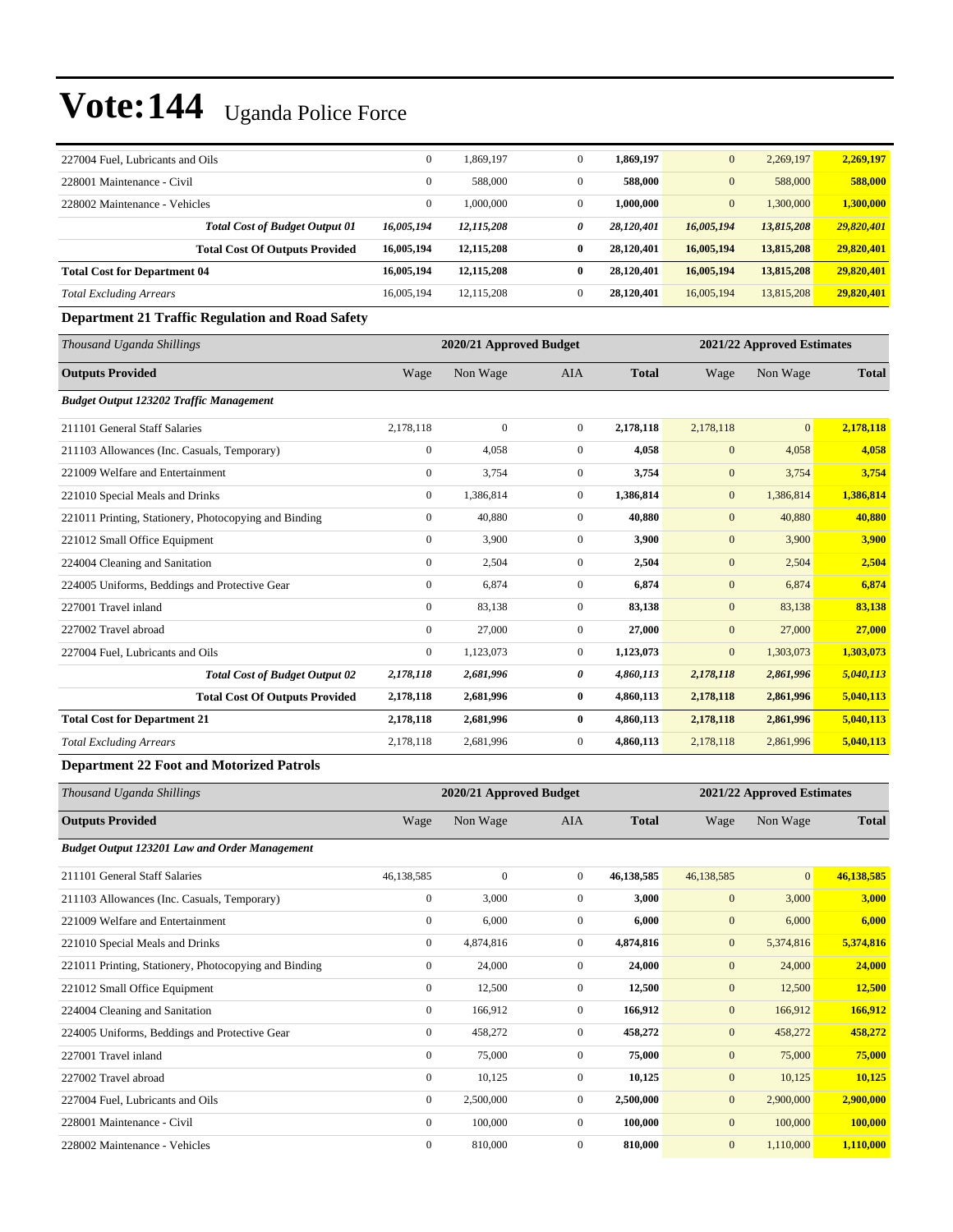| | | | | | | | |
|---|---|---|---|---|---|---|---|
| 227004 Fuel, Lubricants and Oils | 0 | 1,869,197 | 0 | **1,869,197** | 0 | 2,269,197 | **2,269,197** |
| 228001 Maintenance - Civil | 0 | 588,000 | 0 | **588,000** | 0 | 588,000 | **588,000** |
| 228002 Maintenance - Vehicles | 0 | 1,000,000 | 0 | **1,000,000** | 0 | 1,300,000 | **1,300,000** |
| ***Total Cost of Budget Output 01*** | ***16,005,194*** | ***12,115,208*** | ***0*** | ***28,120,401*** | ***16,005,194*** | ***13,815,208*** | ***29,820,401*** |
| **Total Cost Of Outputs Provided** | **16,005,194** | **12,115,208** | **0** | **28,120,401** | **16,005,194** | **13,815,208** | **29,820,401** |
| **Total Cost for Department 04** | **16,005,194** | **12,115,208** | **0** | **28,120,401** | **16,005,194** | **13,815,208** | **29,820,401** |
| *Total Excluding Arrears* | 16,005,194 | 12,115,208 | 0 | **28,120,401** | 16,005,194 | 13,815,208 | **29,820,401** |

**Department 21 Traffic Regulation and Road Safety**

| *Thousand Uganda Shillings* | | 2020/21 Approved Budget | | | | 2021/22 Approved Estimates | |
|---|---|---|---|---|---|---|---|
| **Outputs Provided** | Wage | Non Wage | AIA | **Total** | Wage | Non Wage | **Total** |
| ***Budget Output 123202 Traffic Management*** | | | | | | | |
| 211101 General Staff Salaries | 2,178,118 | 0 | 0 | **2,178,118** | 2,178,118 | 0 | **2,178,118** |
| 211103 Allowances (Inc. Casuals, Temporary) | 0 | 4,058 | 0 | **4,058** | 0 | 4,058 | **4,058** |
| 221009 Welfare and Entertainment | 0 | 3,754 | 0 | **3,754** | 0 | 3,754 | **3,754** |
| 221010 Special Meals and Drinks | 0 | 1,386,814 | 0 | **1,386,814** | 0 | 1,386,814 | **1,386,814** |
| 221011 Printing, Stationery, Photocopying and Binding | 0 | 40,880 | 0 | **40,880** | 0 | 40,880 | **40,880** |
| 221012 Small Office Equipment | 0 | 3,900 | 0 | **3,900** | 0 | 3,900 | **3,900** |
| 224004 Cleaning and Sanitation | 0 | 2,504 | 0 | **2,504** | 0 | 2,504 | **2,504** |
| 224005 Uniforms, Beddings and Protective Gear | 0 | 6,874 | 0 | **6,874** | 0 | 6,874 | **6,874** |
| 227001 Travel inland | 0 | 83,138 | 0 | **83,138** | 0 | 83,138 | **83,138** |
| 227002 Travel abroad | 0 | 27,000 | 0 | **27,000** | 0 | 27,000 | **27,000** |
| 227004 Fuel, Lubricants and Oils | 0 | 1,123,073 | 0 | **1,123,073** | 0 | 1,303,073 | **1,303,073** |
| ***Total Cost of Budget Output 02*** | ***2,178,118*** | ***2,681,996*** | ***0*** | ***4,860,113*** | ***2,178,118*** | ***2,861,996*** | ***5,040,113*** |
| **Total Cost Of Outputs Provided** | **2,178,118** | **2,681,996** | **0** | **4,860,113** | **2,178,118** | **2,861,996** | **5,040,113** |
| **Total Cost for Department 21** | **2,178,118** | **2,681,996** | **0** | **4,860,113** | **2,178,118** | **2,861,996** | **5,040,113** |
| *Total Excluding Arrears* | 2,178,118 | 2,681,996 | 0 | **4,860,113** | 2,178,118 | 2,861,996 | **5,040,113** |

**Department 22 Foot and Motorized Patrols**

| *Thousand Uganda Shillings* | | 2020/21 Approved Budget | | | | 2021/22 Approved Estimates | |
|---|---|---|---|---|---|---|---|
| **Outputs Provided** | Wage | Non Wage | AIA | **Total** | Wage | Non Wage | **Total** |
| ***Budget Output 123201 Law and Order Management*** | | | | | | | |
| 211101 General Staff Salaries | 46,138,585 | 0 | 0 | **46,138,585** | 46,138,585 | 0 | **46,138,585** |
| 211103 Allowances (Inc. Casuals, Temporary) | 0 | 3,000 | 0 | **3,000** | 0 | 3,000 | **3,000** |
| 221009 Welfare and Entertainment | 0 | 6,000 | 0 | **6,000** | 0 | 6,000 | **6,000** |
| 221010 Special Meals and Drinks | 0 | 4,874,816 | 0 | **4,874,816** | 0 | 5,374,816 | **5,374,816** |
| 221011 Printing, Stationery, Photocopying and Binding | 0 | 24,000 | 0 | **24,000** | 0 | 24,000 | **24,000** |
| 221012 Small Office Equipment | 0 | 12,500 | 0 | **12,500** | 0 | 12,500 | **12,500** |
| 224004 Cleaning and Sanitation | 0 | 166,912 | 0 | **166,912** | 0 | 166,912 | **166,912** |
| 224005 Uniforms, Beddings and Protective Gear | 0 | 458,272 | 0 | **458,272** | 0 | 458,272 | **458,272** |
| 227001 Travel inland | 0 | 75,000 | 0 | **75,000** | 0 | 75,000 | **75,000** |
| 227002 Travel abroad | 0 | 10,125 | 0 | **10,125** | 0 | 10,125 | **10,125** |
| 227004 Fuel, Lubricants and Oils | 0 | 2,500,000 | 0 | **2,500,000** | 0 | 2,900,000 | **2,900,000** |
| 228001 Maintenance - Civil | 0 | 100,000 | 0 | **100,000** | 0 | 100,000 | **100,000** |
| 228002 Maintenance - Vehicles | 0 | 810,000 | 0 | **810,000** | 0 | 1,110,000 | **1,110,000** |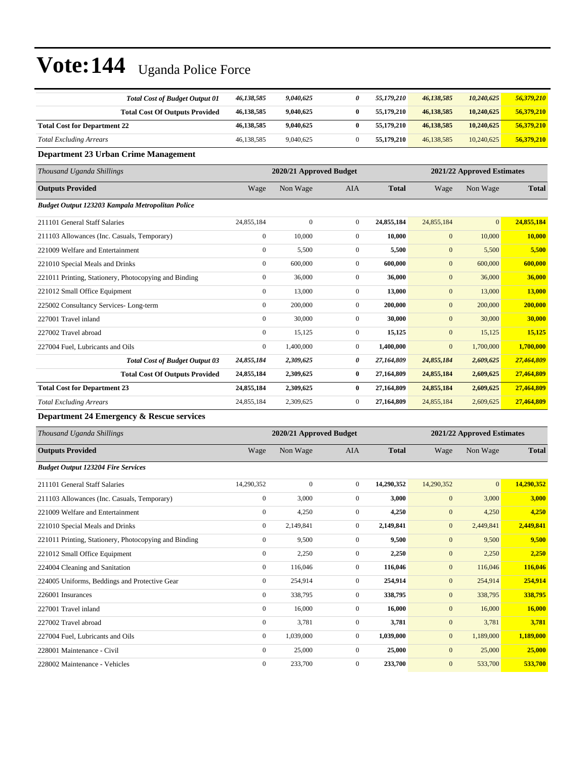# Vote:144 Uganda Police Force

| | | | | | | | |
|---|---|---|---|---|---|---|---|
| ***Total Cost of Budget Output 01*** | ***46,138,585*** | ***9,040,625*** | ***0*** | ***55,179,210*** | ***46,138,585*** | ***10,240,625*** | ***56,379,210*** |
| **Total Cost Of Outputs Provided** | **46,138,585** | **9,040,625** | **0** | **55,179,210** | **46,138,585** | **10,240,625** | **56,379,210** |
| **Total Cost for Department 22** | **46,138,585** | **9,040,625** | **0** | **55,179,210** | **46,138,585** | **10,240,625** | **56,379,210** |
| *Total Excluding Arrears* | 46,138,585 | 9,040,625 | 0 | **55,179,210** | 46,138,585 | 10,240,625 | **56,379,210** |

### Department 23 Urban Crime Management

| *Thousand Uganda Shillings* | 2020/21 Approved Budget | | | | 2021/22 Approved Estimates | | |
|---|---|---|---|---|---|---|---|
| **Outputs Provided** | Wage | Non Wage | AIA | **Total** | Wage | Non Wage | **Total** |
| ***Budget Output 123203 Kampala Metropolitan Police*** | | | | | | | |
| 211101 General Staff Salaries | 24,855,184 | 0 | 0 | **24,855,184** | 24,855,184 | 0 | **24,855,184** |
| 211103 Allowances (Inc. Casuals, Temporary) | 0 | 10,000 | 0 | **10,000** | 0 | 10,000 | **10,000** |
| 221009 Welfare and Entertainment | 0 | 5,500 | 0 | **5,500** | 0 | 5,500 | **5,500** |
| 221010 Special Meals and Drinks | 0 | 600,000 | 0 | **600,000** | 0 | 600,000 | **600,000** |
| 221011 Printing, Stationery, Photocopying and Binding | 0 | 36,000 | 0 | **36,000** | 0 | 36,000 | **36,000** |
| 221012 Small Office Equipment | 0 | 13,000 | 0 | **13,000** | 0 | 13,000 | **13,000** |
| 225002 Consultancy Services- Long-term | 0 | 200,000 | 0 | **200,000** | 0 | 200,000 | **200,000** |
| 227001 Travel inland | 0 | 30,000 | 0 | **30,000** | 0 | 30,000 | **30,000** |
| 227002 Travel abroad | 0 | 15,125 | 0 | **15,125** | 0 | 15,125 | **15,125** |
| 227004 Fuel, Lubricants and Oils | 0 | 1,400,000 | 0 | **1,400,000** | 0 | 1,700,000 | **1,700,000** |
| ***Total Cost of Budget Output 03*** | ***24,855,184*** | ***2,309,625*** | ***0*** | ***27,164,809*** | ***24,855,184*** | ***2,609,625*** | ***27,464,809*** |
| **Total Cost Of Outputs Provided** | **24,855,184** | **2,309,625** | **0** | **27,164,809** | **24,855,184** | **2,609,625** | **27,464,809** |
| **Total Cost for Department 23** | **24,855,184** | **2,309,625** | **0** | **27,164,809** | **24,855,184** | **2,609,625** | **27,464,809** |
| *Total Excluding Arrears* | 24,855,184 | 2,309,625 | 0 | **27,164,809** | 24,855,184 | 2,609,625 | **27,464,809** |

### Department 24 Emergency & Rescue services

| *Thousand Uganda Shillings* | 2020/21 Approved Budget | | | | 2021/22 Approved Estimates | | |
|---|---|---|---|---|---|---|---|
| **Outputs Provided** | Wage | Non Wage | AIA | **Total** | Wage | Non Wage | **Total** |
| ***Budget Output 123204 Fire Services*** | | | | | | | |
| 211101 General Staff Salaries | 14,290,352 | 0 | 0 | **14,290,352** | 14,290,352 | 0 | **14,290,352** |
| 211103 Allowances (Inc. Casuals, Temporary) | 0 | 3,000 | 0 | **3,000** | 0 | 3,000 | **3,000** |
| 221009 Welfare and Entertainment | 0 | 4,250 | 0 | **4,250** | 0 | 4,250 | **4,250** |
| 221010 Special Meals and Drinks | 0 | 2,149,841 | 0 | **2,149,841** | 0 | 2,449,841 | **2,449,841** |
| 221011 Printing, Stationery, Photocopying and Binding | 0 | 9,500 | 0 | **9,500** | 0 | 9,500 | **9,500** |
| 221012 Small Office Equipment | 0 | 2,250 | 0 | **2,250** | 0 | 2,250 | **2,250** |
| 224004 Cleaning and Sanitation | 0 | 116,046 | 0 | **116,046** | 0 | 116,046 | **116,046** |
| 224005 Uniforms, Beddings and Protective Gear | 0 | 254,914 | 0 | **254,914** | 0 | 254,914 | **254,914** |
| 226001 Insurances | 0 | 338,795 | 0 | **338,795** | 0 | 338,795 | **338,795** |
| 227001 Travel inland | 0 | 16,000 | 0 | **16,000** | 0 | 16,000 | **16,000** |
| 227002 Travel abroad | 0 | 3,781 | 0 | **3,781** | 0 | 3,781 | **3,781** |
| 227004 Fuel, Lubricants and Oils | 0 | 1,039,000 | 0 | **1,039,000** | 0 | 1,189,000 | **1,189,000** |
| 228001 Maintenance - Civil | 0 | 25,000 | 0 | **25,000** | 0 | 25,000 | **25,000** |
| 228002 Maintenance - Vehicles | 0 | 233,700 | 0 | **233,700** | 0 | 533,700 | **533,700** |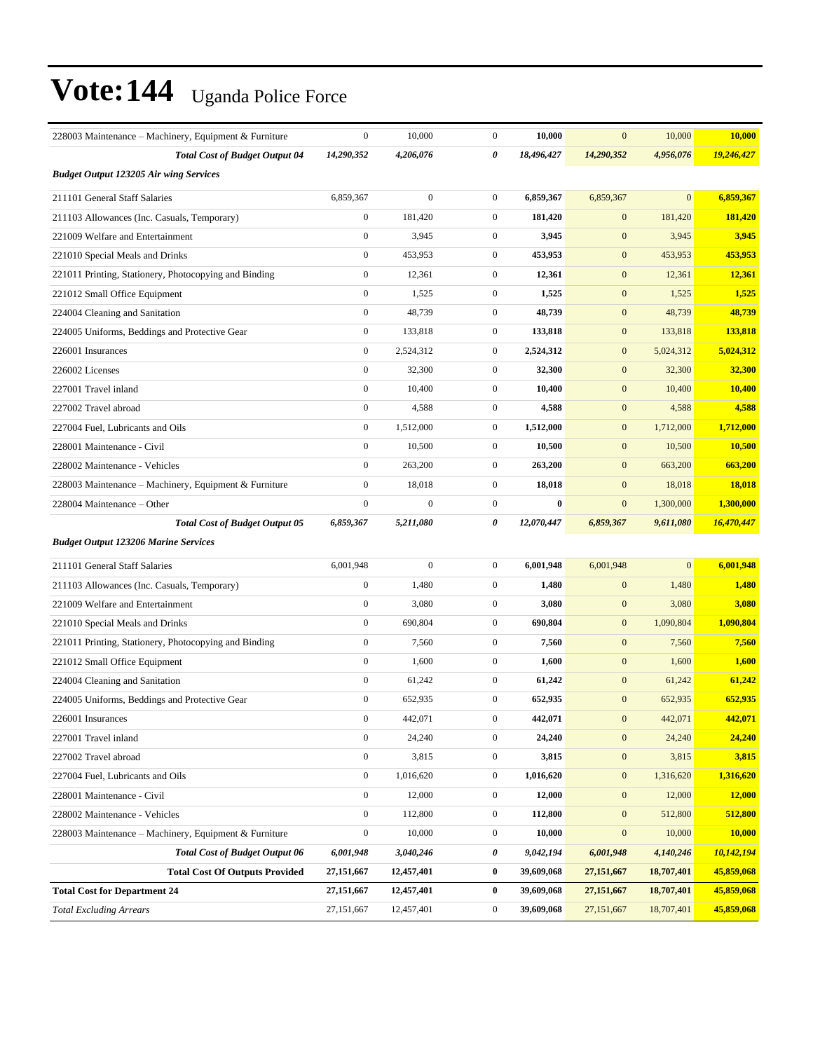# Vote:144 Uganda Police Force

| | | | | | | | |
|---|---|---|---|---|---|---|---|
| 228003 Maintenance – Machinery, Equipment & Furniture | 0 | 10,000 | 0 | **10,000** | 0 | 10,000 | **10,000** |
| ***Total Cost of Budget Output 04*** | ***14,290,352*** | ***4,206,076*** | ***0*** | ***18,496,427*** | ***14,290,352*** | ***4,956,076*** | ***19,246,427*** |
| ***Budget Output 123205 Air wing Services*** | | | | | | | |
| 211101 General Staff Salaries | 6,859,367 | 0 | 0 | **6,859,367** | 6,859,367 | 0 | **6,859,367** |
| 211103 Allowances (Inc. Casuals, Temporary) | 0 | 181,420 | 0 | **181,420** | 0 | 181,420 | **181,420** |
| 221009 Welfare and Entertainment | 0 | 3,945 | 0 | **3,945** | 0 | 3,945 | **3,945** |
| 221010 Special Meals and Drinks | 0 | 453,953 | 0 | **453,953** | 0 | 453,953 | **453,953** |
| 221011 Printing, Stationery, Photocopying and Binding | 0 | 12,361 | 0 | **12,361** | 0 | 12,361 | **12,361** |
| 221012 Small Office Equipment | 0 | 1,525 | 0 | **1,525** | 0 | 1,525 | **1,525** |
| 224004 Cleaning and Sanitation | 0 | 48,739 | 0 | **48,739** | 0 | 48,739 | **48,739** |
| 224005 Uniforms, Beddings and Protective Gear | 0 | 133,818 | 0 | **133,818** | 0 | 133,818 | **133,818** |
| 226001 Insurances | 0 | 2,524,312 | 0 | **2,524,312** | 0 | 5,024,312 | **5,024,312** |
| 226002 Licenses | 0 | 32,300 | 0 | **32,300** | 0 | 32,300 | **32,300** |
| 227001 Travel inland | 0 | 10,400 | 0 | **10,400** | 0 | 10,400 | **10,400** |
| 227002 Travel abroad | 0 | 4,588 | 0 | **4,588** | 0 | 4,588 | **4,588** |
| 227004 Fuel, Lubricants and Oils | 0 | 1,512,000 | 0 | **1,512,000** | 0 | 1,712,000 | **1,712,000** |
| 228001 Maintenance - Civil | 0 | 10,500 | 0 | **10,500** | 0 | 10,500 | **10,500** |
| 228002 Maintenance - Vehicles | 0 | 263,200 | 0 | **263,200** | 0 | 663,200 | **663,200** |
| 228003 Maintenance – Machinery, Equipment & Furniture | 0 | 18,018 | 0 | **18,018** | 0 | 18,018 | **18,018** |
| 228004 Maintenance – Other | 0 | 0 | 0 | **0** | 0 | 1,300,000 | **1,300,000** |
| ***Total Cost of Budget Output 05*** | ***6,859,367*** | ***5,211,080*** | ***0*** | ***12,070,447*** | ***6,859,367*** | ***9,611,080*** | ***16,470,447*** |
| ***Budget Output 123206 Marine Services*** | | | | | | | |
| 211101 General Staff Salaries | 6,001,948 | 0 | 0 | **6,001,948** | 6,001,948 | 0 | **6,001,948** |
| 211103 Allowances (Inc. Casuals, Temporary) | 0 | 1,480 | 0 | **1,480** | 0 | 1,480 | **1,480** |
| 221009 Welfare and Entertainment | 0 | 3,080 | 0 | **3,080** | 0 | 3,080 | **3,080** |
| 221010 Special Meals and Drinks | 0 | 690,804 | 0 | **690,804** | 0 | 1,090,804 | **1,090,804** |
| 221011 Printing, Stationery, Photocopying and Binding | 0 | 7,560 | 0 | **7,560** | 0 | 7,560 | **7,560** |
| 221012 Small Office Equipment | 0 | 1,600 | 0 | **1,600** | 0 | 1,600 | **1,600** |
| 224004 Cleaning and Sanitation | 0 | 61,242 | 0 | **61,242** | 0 | 61,242 | **61,242** |
| 224005 Uniforms, Beddings and Protective Gear | 0 | 652,935 | 0 | **652,935** | 0 | 652,935 | **652,935** |
| 226001 Insurances | 0 | 442,071 | 0 | **442,071** | 0 | 442,071 | **442,071** |
| 227001 Travel inland | 0 | 24,240 | 0 | **24,240** | 0 | 24,240 | **24,240** |
| 227002 Travel abroad | 0 | 3,815 | 0 | **3,815** | 0 | 3,815 | **3,815** |
| 227004 Fuel, Lubricants and Oils | 0 | 1,016,620 | 0 | **1,016,620** | 0 | 1,316,620 | **1,316,620** |
| 228001 Maintenance - Civil | 0 | 12,000 | 0 | **12,000** | 0 | 12,000 | **12,000** |
| 228002 Maintenance - Vehicles | 0 | 112,800 | 0 | **112,800** | 0 | 512,800 | **512,800** |
| 228003 Maintenance – Machinery, Equipment & Furniture | 0 | 10,000 | 0 | **10,000** | 0 | 10,000 | **10,000** |
| ***Total Cost of Budget Output 06*** | ***6,001,948*** | ***3,040,246*** | ***0*** | ***9,042,194*** | ***6,001,948*** | ***4,140,246*** | ***10,142,194*** |
| **Total Cost Of Outputs Provided** | **27,151,667** | **12,457,401** | **0** | **39,609,068** | **27,151,667** | **18,707,401** | **45,859,068** |
| **Total Cost for Department 24** | **27,151,667** | **12,457,401** | **0** | **39,609,068** | **27,151,667** | **18,707,401** | **45,859,068** |
| *Total Excluding Arrears* | 27,151,667 | 12,457,401 | 0 | **39,609,068** | 27,151,667 | 18,707,401 | **45,859,068** |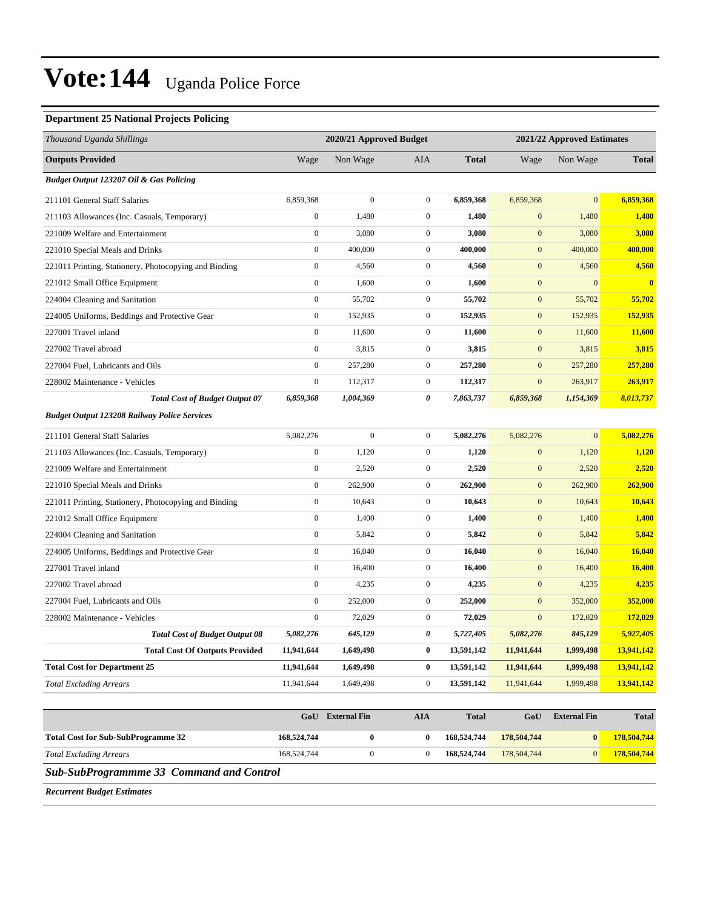# Vote:144 Uganda Police Force

**Department 25 National Projects Policing**

| *Thousand Uganda Shillings* | 2020/21 Approved Budget | | | | 2021/22 Approved Estimates | | |
|---|---|---|---|---|---|---|---|
| **Outputs Provided** | Wage | Non Wage | AIA | **Total** | Wage | Non Wage | **Total** |
| ***Budget Output 123207 Oil & Gas Policing*** | | | | | | | |
| 211101 General Staff Salaries | 6,859,368 | 0 | 0 | **6,859,368** | 6,859,368 | 0 | **6,859,368** |
| 211103 Allowances (Inc. Casuals, Temporary) | 0 | 1,480 | 0 | **1,480** | 0 | 1,480 | **1,480** |
| 221009 Welfare and Entertainment | 0 | 3,080 | 0 | **3,080** | 0 | 3,080 | **3,080** |
| 221010 Special Meals and Drinks | 0 | 400,000 | 0 | **400,000** | 0 | 400,000 | **400,000** |
| 221011 Printing, Stationery, Photocopying and Binding | 0 | 4,560 | 0 | **4,560** | 0 | 4,560 | **4,560** |
| 221012 Small Office Equipment | 0 | 1,600 | 0 | **1,600** | 0 | 0 | **0** |
| 224004 Cleaning and Sanitation | 0 | 55,702 | 0 | **55,702** | 0 | 55,702 | **55,702** |
| 224005 Uniforms, Beddings and Protective Gear | 0 | 152,935 | 0 | **152,935** | 0 | 152,935 | **152,935** |
| 227001 Travel inland | 0 | 11,600 | 0 | **11,600** | 0 | 11,600 | **11,600** |
| 227002 Travel abroad | 0 | 3,815 | 0 | **3,815** | 0 | 3,815 | **3,815** |
| 227004 Fuel, Lubricants and Oils | 0 | 257,280 | 0 | **257,280** | 0 | 257,280 | **257,280** |
| 228002 Maintenance - Vehicles | 0 | 112,317 | 0 | **112,317** | 0 | 263,917 | **263,917** |
| ***Total Cost of Budget Output 07*** | *6,859,368* | *1,004,369* | *0* | *7,863,737* | *6,859,368* | *1,154,369* | *8,013,737* |
| ***Budget Output 123208 Railway Police Services*** | | | | | | | |
| 211101 General Staff Salaries | 5,082,276 | 0 | 0 | **5,082,276** | 5,082,276 | 0 | **5,082,276** |
| 211103 Allowances (Inc. Casuals, Temporary) | 0 | 1,120 | 0 | **1,120** | 0 | 1,120 | **1,120** |
| 221009 Welfare and Entertainment | 0 | 2,520 | 0 | **2,520** | 0 | 2,520 | **2,520** |
| 221010 Special Meals and Drinks | 0 | 262,900 | 0 | **262,900** | 0 | 262,900 | **262,900** |
| 221011 Printing, Stationery, Photocopying and Binding | 0 | 10,643 | 0 | **10,643** | 0 | 10,643 | **10,643** |
| 221012 Small Office Equipment | 0 | 1,400 | 0 | **1,400** | 0 | 1,400 | **1,400** |
| 224004 Cleaning and Sanitation | 0 | 5,842 | 0 | **5,842** | 0 | 5,842 | **5,842** |
| 224005 Uniforms, Beddings and Protective Gear | 0 | 16,040 | 0 | **16,040** | 0 | 16,040 | **16,040** |
| 227001 Travel inland | 0 | 16,400 | 0 | **16,400** | 0 | 16,400 | **16,400** |
| 227002 Travel abroad | 0 | 4,235 | 0 | **4,235** | 0 | 4,235 | **4,235** |
| 227004 Fuel, Lubricants and Oils | 0 | 252,000 | 0 | **252,000** | 0 | 352,000 | **352,000** |
| 228002 Maintenance - Vehicles | 0 | 72,029 | 0 | **72,029** | 0 | 172,029 | **172,029** |
| ***Total Cost of Budget Output 08*** | *5,082,276* | *645,129* | *0* | *5,727,405* | *5,082,276* | *845,129* | *5,927,405* |
| **Total Cost Of Outputs Provided** | **11,941,644** | **1,649,498** | **0** | **13,591,142** | **11,941,644** | **1,999,498** | **13,941,142** |
| **Total Cost for Department 25** | **11,941,644** | **1,649,498** | **0** | **13,591,142** | **11,941,644** | **1,999,498** | **13,941,142** |
| *Total Excluding Arrears* | 11,941,644 | 1,649,498 | 0 | **13,591,142** | 11,941,644 | 1,999,498 | **13,941,142** |

| | GoU | External Fin | AIA | Total | GoU | External Fin | Total |
|---|---|---|---|---|---|---|---|
| **Total Cost for Sub-SubProgramme 32** | **168,524,744** | **0** | **0** | **168,524,744** | **178,504,744** | **0** | **178,504,744** |
| *Total Excluding Arrears* | 168,524,744 | 0 | 0 | **168,524,744** | 178,504,744 | 0 | **178,504,744** |

## *Sub-SubProgrammme 33 Command and Control*

***Recurrent Budget Estimates***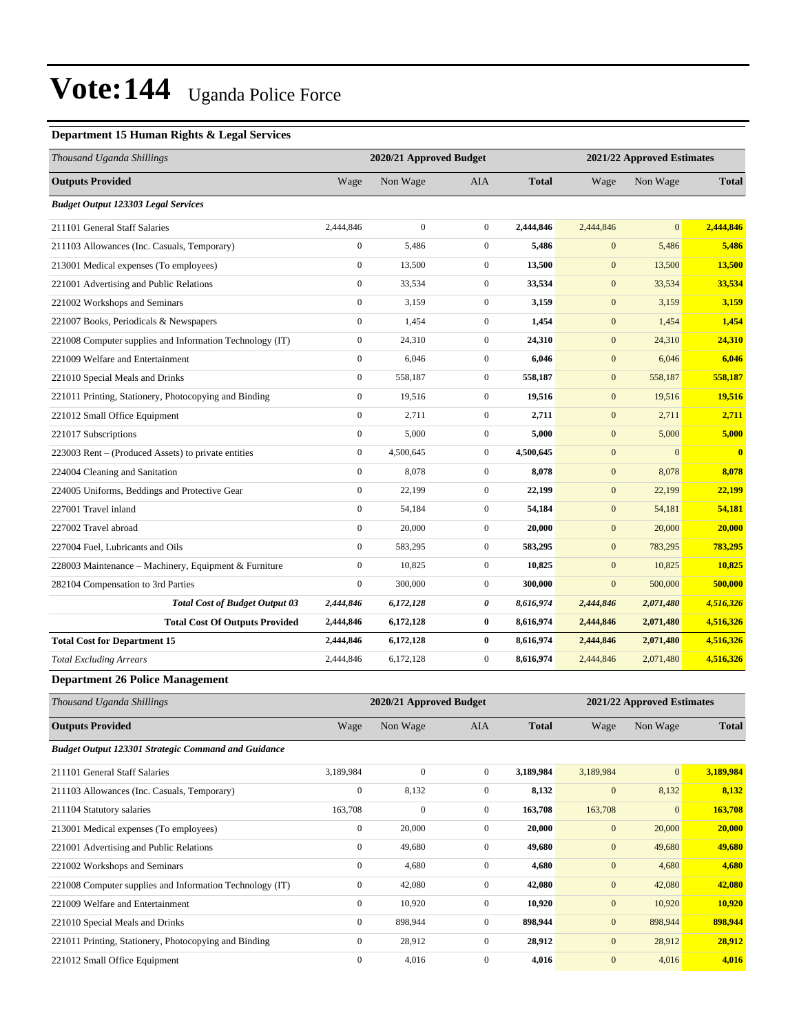# Vote:144 Uganda Police Force

### Department 15 Human Rights & Legal Services

| Thousand Uganda Shillings | 2020/21 Approved Budget | | | | 2021/22 Approved Estimates | | |
|---|---|---|---|---|---|---|---|
| **Outputs Provided** | Wage | Non Wage | AIA | **Total** | Wage | Non Wage | **Total** |
| ***Budget Output 123303 Legal Services*** | | | | | | | |
| 211101 General Staff Salaries | 2,444,846 | 0 | 0 | **2,444,846** | 2,444,846 | 0 | **2,444,846** |
| 211103 Allowances (Inc. Casuals, Temporary) | 0 | 5,486 | 0 | **5,486** | 0 | 5,486 | **5,486** |
| 213001 Medical expenses (To employees) | 0 | 13,500 | 0 | **13,500** | 0 | 13,500 | **13,500** |
| 221001 Advertising and Public Relations | 0 | 33,534 | 0 | **33,534** | 0 | 33,534 | **33,534** |
| 221002 Workshops and Seminars | 0 | 3,159 | 0 | **3,159** | 0 | 3,159 | **3,159** |
| 221007 Books, Periodicals & Newspapers | 0 | 1,454 | 0 | **1,454** | 0 | 1,454 | **1,454** |
| 221008 Computer supplies and Information Technology (IT) | 0 | 24,310 | 0 | **24,310** | 0 | 24,310 | **24,310** |
| 221009 Welfare and Entertainment | 0 | 6,046 | 0 | **6,046** | 0 | 6,046 | **6,046** |
| 221010 Special Meals and Drinks | 0 | 558,187 | 0 | **558,187** | 0 | 558,187 | **558,187** |
| 221011 Printing, Stationery, Photocopying and Binding | 0 | 19,516 | 0 | **19,516** | 0 | 19,516 | **19,516** |
| 221012 Small Office Equipment | 0 | 2,711 | 0 | **2,711** | 0 | 2,711 | **2,711** |
| 221017 Subscriptions | 0 | 5,000 | 0 | **5,000** | 0 | 5,000 | **5,000** |
| 223003 Rent – (Produced Assets) to private entities | 0 | 4,500,645 | 0 | **4,500,645** | 0 | 0 | **0** |
| 224004 Cleaning and Sanitation | 0 | 8,078 | 0 | **8,078** | 0 | 8,078 | **8,078** |
| 224005 Uniforms, Beddings and Protective Gear | 0 | 22,199 | 0 | **22,199** | 0 | 22,199 | **22,199** |
| 227001 Travel inland | 0 | 54,184 | 0 | **54,184** | 0 | 54,181 | **54,181** |
| 227002 Travel abroad | 0 | 20,000 | 0 | **20,000** | 0 | 20,000 | **20,000** |
| 227004 Fuel, Lubricants and Oils | 0 | 583,295 | 0 | **583,295** | 0 | 783,295 | **783,295** |
| 228003 Maintenance – Machinery, Equipment & Furniture | 0 | 10,825 | 0 | **10,825** | 0 | 10,825 | **10,825** |
| 282104 Compensation to 3rd Parties | 0 | 300,000 | 0 | **300,000** | 0 | 500,000 | **500,000** |
| ***Total Cost of Budget Output 03*** | ***2,444,846*** | ***6,172,128*** | ***0*** | ***8,616,974*** | ***2,444,846*** | ***2,071,480*** | ***4,516,326*** |
| **Total Cost Of Outputs Provided** | **2,444,846** | **6,172,128** | **0** | **8,616,974** | **2,444,846** | **2,071,480** | **4,516,326** |
| **Total Cost for Department 15** | **2,444,846** | **6,172,128** | **0** | **8,616,974** | **2,444,846** | **2,071,480** | **4,516,326** |
| *Total Excluding Arrears* | 2,444,846 | 6,172,128 | 0 | **8,616,974** | 2,444,846 | 2,071,480 | **4,516,326** |

### Department 26 Police Management

| Thousand Uganda Shillings | 2020/21 Approved Budget | | | | 2021/22 Approved Estimates | | |
|---|---|---|---|---|---|---|---|
| **Outputs Provided** | Wage | Non Wage | AIA | **Total** | Wage | Non Wage | **Total** |
| ***Budget Output 123301 Strategic Command and Guidance*** | | | | | | | |
| 211101 General Staff Salaries | 3,189,984 | 0 | 0 | **3,189,984** | 3,189,984 | 0 | **3,189,984** |
| 211103 Allowances (Inc. Casuals, Temporary) | 0 | 8,132 | 0 | **8,132** | 0 | 8,132 | **8,132** |
| 211104 Statutory salaries | 163,708 | 0 | 0 | **163,708** | 163,708 | 0 | **163,708** |
| 213001 Medical expenses (To employees) | 0 | 20,000 | 0 | **20,000** | 0 | 20,000 | **20,000** |
| 221001 Advertising and Public Relations | 0 | 49,680 | 0 | **49,680** | 0 | 49,680 | **49,680** |
| 221002 Workshops and Seminars | 0 | 4,680 | 0 | **4,680** | 0 | 4,680 | **4,680** |
| 221008 Computer supplies and Information Technology (IT) | 0 | 42,080 | 0 | **42,080** | 0 | 42,080 | **42,080** |
| 221009 Welfare and Entertainment | 0 | 10,920 | 0 | **10,920** | 0 | 10,920 | **10,920** |
| 221010 Special Meals and Drinks | 0 | 898,944 | 0 | **898,944** | 0 | 898,944 | **898,944** |
| 221011 Printing, Stationery, Photocopying and Binding | 0 | 28,912 | 0 | **28,912** | 0 | 28,912 | **28,912** |
| 221012 Small Office Equipment | 0 | 4,016 | 0 | **4,016** | 0 | 4,016 | **4,016** |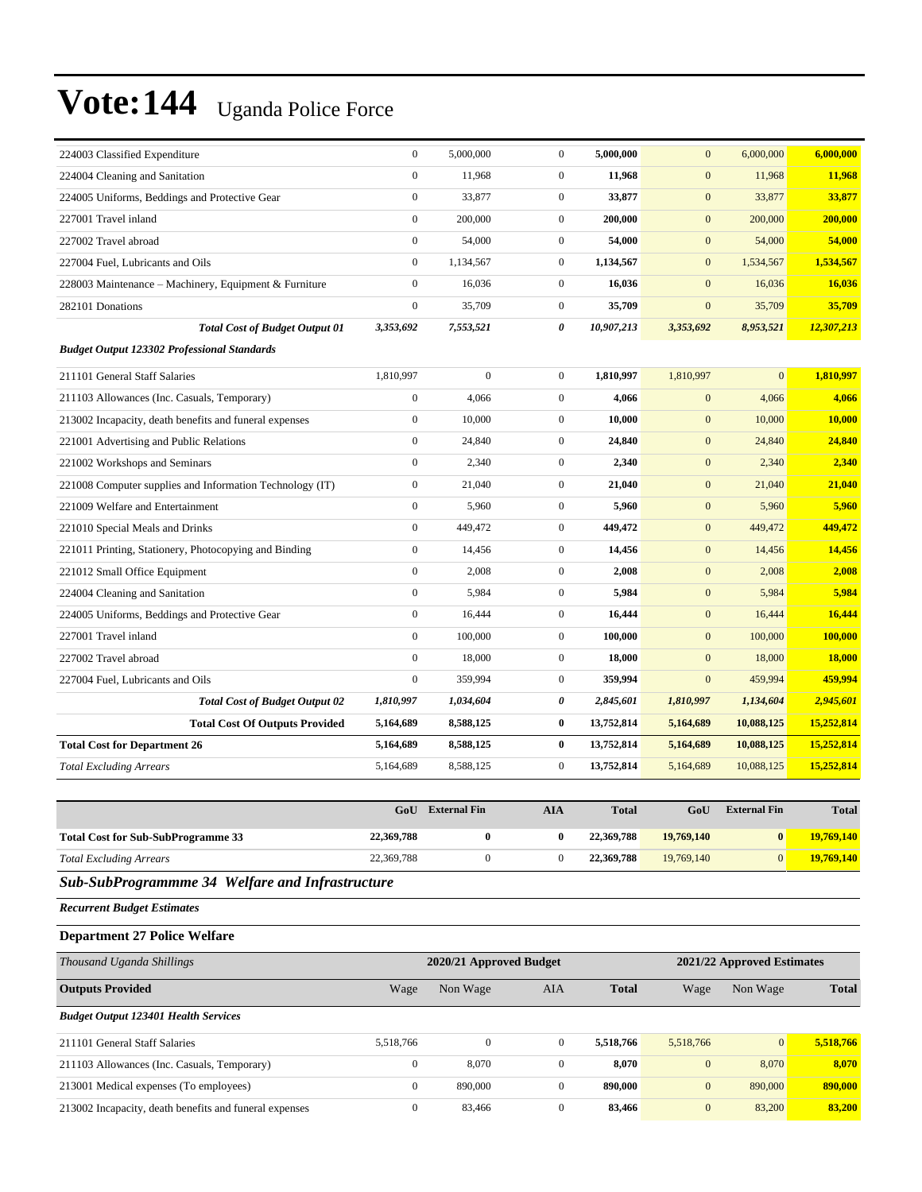# Vote:144 Uganda Police Force

| | | | | | | | |
|---|---|---|---|---|---|---|---|
| 224003 Classified Expenditure | 0 | 5,000,000 | 0 | **5,000,000** | 0 | 6,000,000 | **6,000,000** |
| 224004 Cleaning and Sanitation | 0 | 11,968 | 0 | **11,968** | 0 | 11,968 | **11,968** |
| 224005 Uniforms, Beddings and Protective Gear | 0 | 33,877 | 0 | **33,877** | 0 | 33,877 | **33,877** |
| 227001 Travel inland | 0 | 200,000 | 0 | **200,000** | 0 | 200,000 | **200,000** |
| 227002 Travel abroad | 0 | 54,000 | 0 | **54,000** | 0 | 54,000 | **54,000** |
| 227004 Fuel, Lubricants and Oils | 0 | 1,134,567 | 0 | **1,134,567** | 0 | 1,534,567 | **1,534,567** |
| 228003 Maintenance – Machinery, Equipment & Furniture | 0 | 16,036 | 0 | **16,036** | 0 | 16,036 | **16,036** |
| 282101 Donations | 0 | 35,709 | 0 | **35,709** | 0 | 35,709 | **35,709** |
| ***Total Cost of Budget Output 01*** | ***3,353,692*** | ***7,553,521*** | ***0*** | ***10,907,213*** | ***3,353,692*** | ***8,953,521*** | ***12,307,213*** |
| ***Budget Output 123302 Professional Standards*** | | | | | | | |
| 211101 General Staff Salaries | 1,810,997 | 0 | 0 | **1,810,997** | 1,810,997 | 0 | **1,810,997** |
| 211103 Allowances (Inc. Casuals, Temporary) | 0 | 4,066 | 0 | **4,066** | 0 | 4,066 | **4,066** |
| 213002 Incapacity, death benefits and funeral expenses | 0 | 10,000 | 0 | **10,000** | 0 | 10,000 | **10,000** |
| 221001 Advertising and Public Relations | 0 | 24,840 | 0 | **24,840** | 0 | 24,840 | **24,840** |
| 221002 Workshops and Seminars | 0 | 2,340 | 0 | **2,340** | 0 | 2,340 | **2,340** |
| 221008 Computer supplies and Information Technology (IT) | 0 | 21,040 | 0 | **21,040** | 0 | 21,040 | **21,040** |
| 221009 Welfare and Entertainment | 0 | 5,960 | 0 | **5,960** | 0 | 5,960 | **5,960** |
| 221010 Special Meals and Drinks | 0 | 449,472 | 0 | **449,472** | 0 | 449,472 | **449,472** |
| 221011 Printing, Stationery, Photocopying and Binding | 0 | 14,456 | 0 | **14,456** | 0 | 14,456 | **14,456** |
| 221012 Small Office Equipment | 0 | 2,008 | 0 | **2,008** | 0 | 2,008 | **2,008** |
| 224004 Cleaning and Sanitation | 0 | 5,984 | 0 | **5,984** | 0 | 5,984 | **5,984** |
| 224005 Uniforms, Beddings and Protective Gear | 0 | 16,444 | 0 | **16,444** | 0 | 16,444 | **16,444** |
| 227001 Travel inland | 0 | 100,000 | 0 | **100,000** | 0 | 100,000 | **100,000** |
| 227002 Travel abroad | 0 | 18,000 | 0 | **18,000** | 0 | 18,000 | **18,000** |
| 227004 Fuel, Lubricants and Oils | 0 | 359,994 | 0 | **359,994** | 0 | 459,994 | **459,994** |
| ***Total Cost of Budget Output 02*** | ***1,810,997*** | ***1,034,604*** | ***0*** | ***2,845,601*** | ***1,810,997*** | ***1,134,604*** | ***2,945,601*** |
| **Total Cost Of Outputs Provided** | **5,164,689** | **8,588,125** | **0** | **13,752,814** | **5,164,689** | **10,088,125** | **15,252,814** |
| **Total Cost for Department 26** | **5,164,689** | **8,588,125** | **0** | **13,752,814** | **5,164,689** | **10,088,125** | **15,252,814** |
| *Total Excluding Arrears* | 5,164,689 | 8,588,125 | 0 | **13,752,814** | 5,164,689 | 10,088,125 | **15,252,814** |

| | GoU | External Fin | AIA | Total | GoU | External Fin | Total |
|---|---|---|---|---|---|---|---|
| **Total Cost for Sub-SubProgramme 33** | **22,369,788** | **0** | **0** | **22,369,788** | **19,769,140** | **0** | **19,769,140** |
| *Total Excluding Arrears* | 22,369,788 | 0 | 0 | **22,369,788** | 19,769,140 | 0 | **19,769,140** |

## *Sub-SubProgrammme 34 Welfare and Infrastructure*

***Recurrent Budget Estimates***

### Department 27 Police Welfare

| *Thousand Uganda Shillings* | 2020/21 Approved Budget | | | | 2021/22 Approved Estimates | | |
|---|---|---|---|---|---|---|---|
| **Outputs Provided** | Wage | Non Wage | AIA | **Total** | Wage | Non Wage | **Total** |
| ***Budget Output 123401 Health Services*** | | | | | | | |
| 211101 General Staff Salaries | 5,518,766 | 0 | 0 | **5,518,766** | 5,518,766 | 0 | **5,518,766** |
| 211103 Allowances (Inc. Casuals, Temporary) | 0 | 8,070 | 0 | **8,070** | 0 | 8,070 | **8,070** |
| 213001 Medical expenses (To employees) | 0 | 890,000 | 0 | **890,000** | 0 | 890,000 | **890,000** |
| 213002 Incapacity, death benefits and funeral expenses | 0 | 83,466 | 0 | **83,466** | 0 | 83,200 | **83,200** |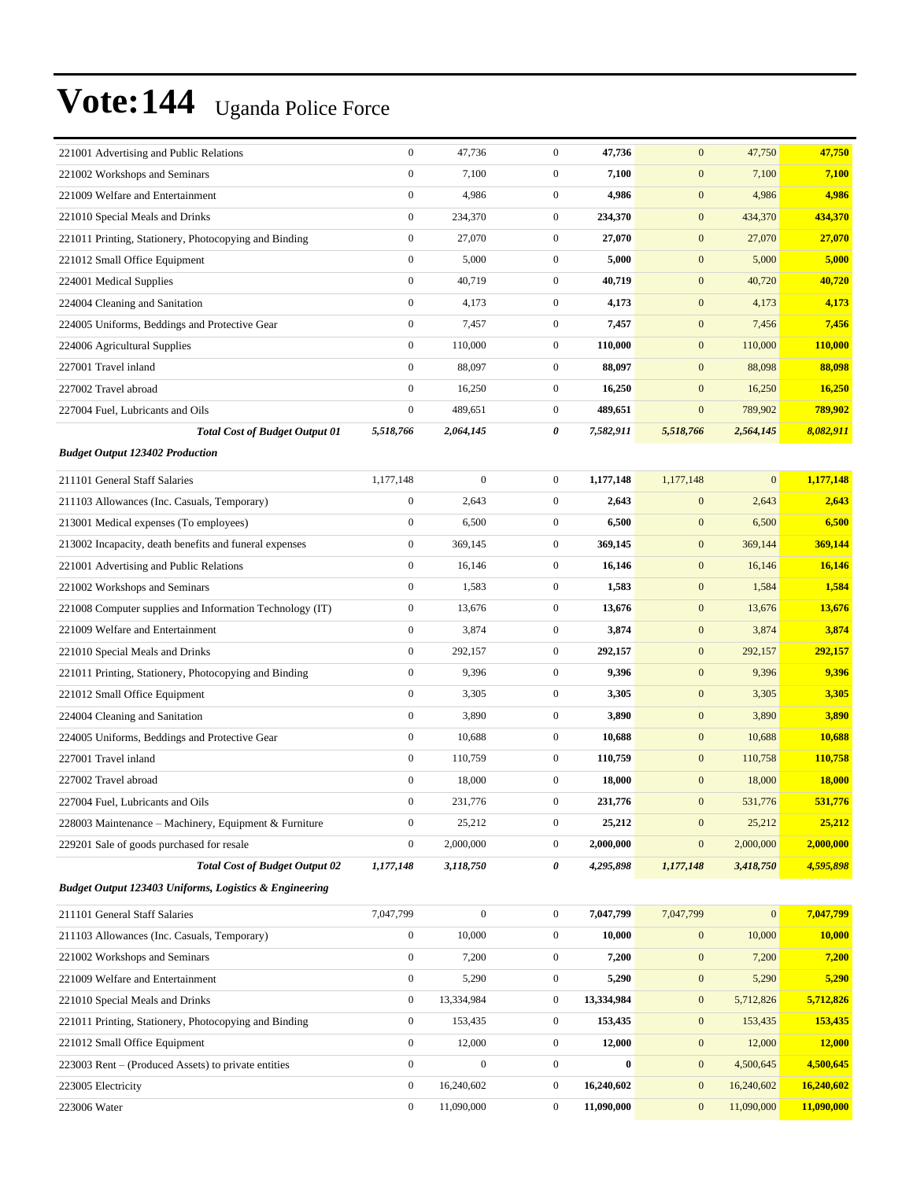# Vote:144 Uganda Police Force

| | | | | | | | |
|---|---|---|---|---|---|---|---|
| 221001 Advertising and Public Relations | 0 | 47,736 | 0 | **47,736** | 0 | 47,750 | **47,750** |
| 221002 Workshops and Seminars | 0 | 7,100 | 0 | **7,100** | 0 | 7,100 | **7,100** |
| 221009 Welfare and Entertainment | 0 | 4,986 | 0 | **4,986** | 0 | 4,986 | **4,986** |
| 221010 Special Meals and Drinks | 0 | 234,370 | 0 | **234,370** | 0 | 434,370 | **434,370** |
| 221011 Printing, Stationery, Photocopying and Binding | 0 | 27,070 | 0 | **27,070** | 0 | 27,070 | **27,070** |
| 221012 Small Office Equipment | 0 | 5,000 | 0 | **5,000** | 0 | 5,000 | **5,000** |
| 224001 Medical Supplies | 0 | 40,719 | 0 | **40,719** | 0 | 40,720 | **40,720** |
| 224004 Cleaning and Sanitation | 0 | 4,173 | 0 | **4,173** | 0 | 4,173 | **4,173** |
| 224005 Uniforms, Beddings and Protective Gear | 0 | 7,457 | 0 | **7,457** | 0 | 7,456 | **7,456** |
| 224006 Agricultural Supplies | 0 | 110,000 | 0 | **110,000** | 0 | 110,000 | **110,000** |
| 227001 Travel inland | 0 | 88,097 | 0 | **88,097** | 0 | 88,098 | **88,098** |
| 227002 Travel abroad | 0 | 16,250 | 0 | **16,250** | 0 | 16,250 | **16,250** |
| 227004 Fuel, Lubricants and Oils | 0 | 489,651 | 0 | **489,651** | 0 | 789,902 | **789,902** |
| ***Total Cost of Budget Output 01*** | ***5,518,766*** | ***2,064,145*** | ***0*** | ***7,582,911*** | ***5,518,766*** | ***2,564,145*** | ***8,082,911*** |
| ***Budget Output 123402 Production*** | | | | | | | |
| 211101 General Staff Salaries | 1,177,148 | 0 | 0 | **1,177,148** | 1,177,148 | 0 | **1,177,148** |
| 211103 Allowances (Inc. Casuals, Temporary) | 0 | 2,643 | 0 | **2,643** | 0 | 2,643 | **2,643** |
| 213001 Medical expenses (To employees) | 0 | 6,500 | 0 | **6,500** | 0 | 6,500 | **6,500** |
| 213002 Incapacity, death benefits and funeral expenses | 0 | 369,145 | 0 | **369,145** | 0 | 369,144 | **369,144** |
| 221001 Advertising and Public Relations | 0 | 16,146 | 0 | **16,146** | 0 | 16,146 | **16,146** |
| 221002 Workshops and Seminars | 0 | 1,583 | 0 | **1,583** | 0 | 1,584 | **1,584** |
| 221008 Computer supplies and Information Technology (IT) | 0 | 13,676 | 0 | **13,676** | 0 | 13,676 | **13,676** |
| 221009 Welfare and Entertainment | 0 | 3,874 | 0 | **3,874** | 0 | 3,874 | **3,874** |
| 221010 Special Meals and Drinks | 0 | 292,157 | 0 | **292,157** | 0 | 292,157 | **292,157** |
| 221011 Printing, Stationery, Photocopying and Binding | 0 | 9,396 | 0 | **9,396** | 0 | 9,396 | **9,396** |
| 221012 Small Office Equipment | 0 | 3,305 | 0 | **3,305** | 0 | 3,305 | **3,305** |
| 224004 Cleaning and Sanitation | 0 | 3,890 | 0 | **3,890** | 0 | 3,890 | **3,890** |
| 224005 Uniforms, Beddings and Protective Gear | 0 | 10,688 | 0 | **10,688** | 0 | 10,688 | **10,688** |
| 227001 Travel inland | 0 | 110,759 | 0 | **110,759** | 0 | 110,758 | **110,758** |
| 227002 Travel abroad | 0 | 18,000 | 0 | **18,000** | 0 | 18,000 | **18,000** |
| 227004 Fuel, Lubricants and Oils | 0 | 231,776 | 0 | **231,776** | 0 | 531,776 | **531,776** |
| 228003 Maintenance – Machinery, Equipment & Furniture | 0 | 25,212 | 0 | **25,212** | 0 | 25,212 | **25,212** |
| 229201 Sale of goods purchased for resale | 0 | 2,000,000 | 0 | **2,000,000** | 0 | 2,000,000 | **2,000,000** |
| ***Total Cost of Budget Output 02*** | ***1,177,148*** | ***3,118,750*** | ***0*** | ***4,295,898*** | ***1,177,148*** | ***3,418,750*** | ***4,595,898*** |
| ***Budget Output 123403 Uniforms, Logistics & Engineering*** | | | | | | | |
| 211101 General Staff Salaries | 7,047,799 | 0 | 0 | **7,047,799** | 7,047,799 | 0 | **7,047,799** |
| 211103 Allowances (Inc. Casuals, Temporary) | 0 | 10,000 | 0 | **10,000** | 0 | 10,000 | **10,000** |
| 221002 Workshops and Seminars | 0 | 7,200 | 0 | **7,200** | 0 | 7,200 | **7,200** |
| 221009 Welfare and Entertainment | 0 | 5,290 | 0 | **5,290** | 0 | 5,290 | **5,290** |
| 221010 Special Meals and Drinks | 0 | 13,334,984 | 0 | **13,334,984** | 0 | 5,712,826 | **5,712,826** |
| 221011 Printing, Stationery, Photocopying and Binding | 0 | 153,435 | 0 | **153,435** | 0 | 153,435 | **153,435** |
| 221012 Small Office Equipment | 0 | 12,000 | 0 | **12,000** | 0 | 12,000 | **12,000** |
| 223003 Rent – (Produced Assets) to private entities | 0 | 0 | 0 | **0** | 0 | 4,500,645 | **4,500,645** |
| 223005 Electricity | 0 | 16,240,602 | 0 | **16,240,602** | 0 | 16,240,602 | **16,240,602** |
| 223006 Water | 0 | 11,090,000 | 0 | **11,090,000** | 0 | 11,090,000 | **11,090,000** |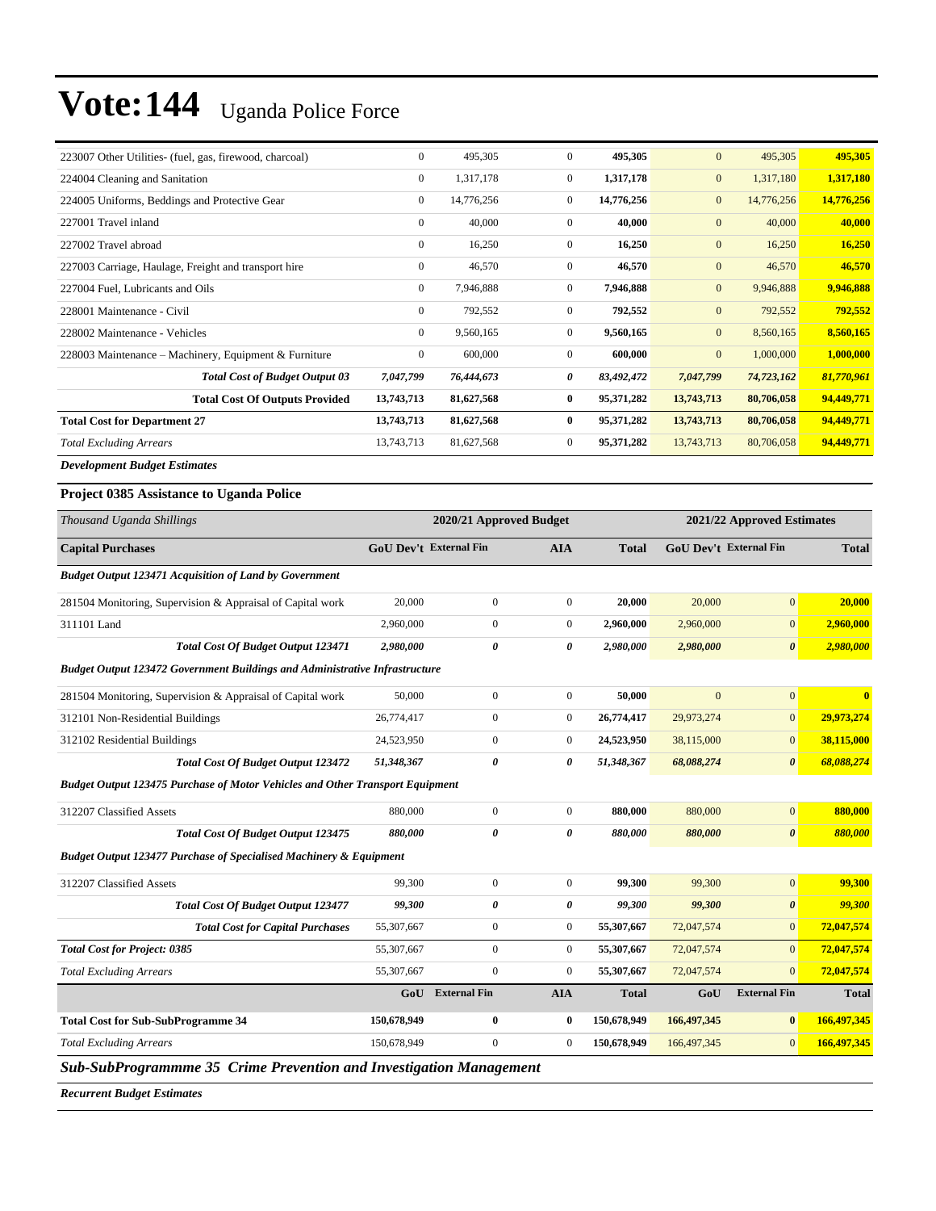# Vote:144 Uganda Police Force

| | | | | | | | |
|---|---|---|---|---|---|---|---|
| 223007 Other Utilities- (fuel, gas, firewood, charcoal) | 0 | 495,305 | 0 | **495,305** | 0 | 495,305 | **495,305** |
| 224004 Cleaning and Sanitation | 0 | 1,317,178 | 0 | **1,317,178** | 0 | 1,317,180 | **1,317,180** |
| 224005 Uniforms, Beddings and Protective Gear | 0 | 14,776,256 | 0 | **14,776,256** | 0 | 14,776,256 | **14,776,256** |
| 227001 Travel inland | 0 | 40,000 | 0 | **40,000** | 0 | 40,000 | **40,000** |
| 227002 Travel abroad | 0 | 16,250 | 0 | **16,250** | 0 | 16,250 | **16,250** |
| 227003 Carriage, Haulage, Freight and transport hire | 0 | 46,570 | 0 | **46,570** | 0 | 46,570 | **46,570** |
| 227004 Fuel, Lubricants and Oils | 0 | 7,946,888 | 0 | **7,946,888** | 0 | 9,946,888 | **9,946,888** |
| 228001 Maintenance - Civil | 0 | 792,552 | 0 | **792,552** | 0 | 792,552 | **792,552** |
| 228002 Maintenance - Vehicles | 0 | 9,560,165 | 0 | **9,560,165** | 0 | 8,560,165 | **8,560,165** |
| 228003 Maintenance – Machinery, Equipment & Furniture | 0 | 600,000 | 0 | **600,000** | 0 | 1,000,000 | **1,000,000** |
| ***Total Cost of Budget Output 03*** | ***7,047,799*** | ***76,444,673*** | ***0*** | ***83,492,472*** | ***7,047,799*** | ***74,723,162*** | ***81,770,961*** |
| **Total Cost Of Outputs Provided** | **13,743,713** | **81,627,568** | **0** | **95,371,282** | **13,743,713** | **80,706,058** | **94,449,771** |
| **Total Cost for Department 27** | **13,743,713** | **81,627,568** | **0** | **95,371,282** | **13,743,713** | **80,706,058** | **94,449,771** |
| *Total Excluding Arrears* | 13,743,713 | 81,627,568 | 0 | **95,371,282** | 13,743,713 | 80,706,058 | **94,449,771** |

***Development Budget Estimates***

**Project 0385 Assistance to Uganda Police**

| *Thousand Uganda Shillings* | 2020/21 Approved Budget | | | | 2021/22 Approved Estimates | | |
|---|---|---|---|---|---|---|---|
| **Capital Purchases** | **GoU Dev't** | **External Fin** | **AIA** | **Total** | **GoU Dev't** | **External Fin** | **Total** |
| ***Budget Output 123471 Acquisition of Land by Government*** | | | | | | | |
| 281504 Monitoring, Supervision & Appraisal of Capital work | 20,000 | 0 | 0 | **20,000** | 20,000 | 0 | **20,000** |
| 311101 Land | 2,960,000 | 0 | 0 | **2,960,000** | 2,960,000 | 0 | **2,960,000** |
| ***Total Cost Of Budget Output 123471*** | ***2,980,000*** | ***0*** | ***0*** | ***2,980,000*** | ***2,980,000*** | ***0*** | ***2,980,000*** |
| ***Budget Output 123472 Government Buildings and Administrative Infrastructure*** | | | | | | | |
| 281504 Monitoring, Supervision & Appraisal of Capital work | 50,000 | 0 | 0 | **50,000** | 0 | 0 | **0** |
| 312101 Non-Residential Buildings | 26,774,417 | 0 | 0 | **26,774,417** | 29,973,274 | 0 | **29,973,274** |
| 312102 Residential Buildings | 24,523,950 | 0 | 0 | **24,523,950** | 38,115,000 | 0 | **38,115,000** |
| ***Total Cost Of Budget Output 123472*** | ***51,348,367*** | ***0*** | ***0*** | ***51,348,367*** | ***68,088,274*** | ***0*** | ***68,088,274*** |
| ***Budget Output 123475 Purchase of Motor Vehicles and Other Transport Equipment*** | | | | | | | |
| 312207 Classified Assets | 880,000 | 0 | 0 | **880,000** | 880,000 | 0 | **880,000** |
| ***Total Cost Of Budget Output 123475*** | ***880,000*** | ***0*** | ***0*** | ***880,000*** | ***880,000*** | ***0*** | ***880,000*** |
| ***Budget Output 123477 Purchase of Specialised Machinery & Equipment*** | | | | | | | |
| 312207 Classified Assets | 99,300 | 0 | 0 | **99,300** | 99,300 | 0 | **99,300** |
| ***Total Cost Of Budget Output 123477*** | ***99,300*** | ***0*** | ***0*** | ***99,300*** | ***99,300*** | ***0*** | ***99,300*** |
| **Total Cost for Capital Purchases** | 55,307,667 | 0 | 0 | **55,307,667** | 72,047,574 | 0 | **72,047,574** |
| ***Total Cost for Project: 0385*** | 55,307,667 | 0 | 0 | **55,307,667** | 72,047,574 | 0 | **72,047,574** |
| *Total Excluding Arrears* | 55,307,667 | 0 | 0 | **55,307,667** | 72,047,574 | 0 | **72,047,574** |
| | **GoU** | **External Fin** | **AIA** | **Total** | **GoU** | **External Fin** | **Total** |
| **Total Cost for Sub-SubProgramme 34** | **150,678,949** | **0** | **0** | **150,678,949** | **166,497,345** | **0** | **166,497,345** |
| *Total Excluding Arrears* | 150,678,949 | 0 | 0 | **150,678,949** | 166,497,345 | 0 | **166,497,345** |

***Sub-SubProgrammme 35 Crime Prevention and Investigation Management***

***Recurrent Budget Estimates***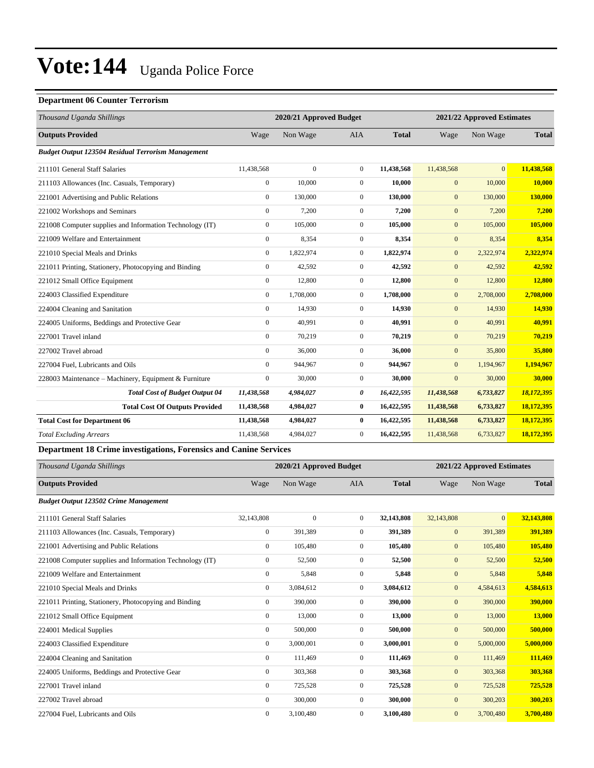# Vote:144 Uganda Police Force

### Department 06 Counter Terrorism

| *Thousand Uganda Shillings* | 2020/21 Approved Budget | | | | 2021/22 Approved Estimates | | |
|---|---|---|---|---|---|---|---|
| **Outputs Provided** | Wage | Non Wage | AIA | **Total** | Wage | Non Wage | **Total** |
| ***Budget Output 123504 Residual Terrorism Management*** | | | | | | | |
| 211101 General Staff Salaries | 11,438,568 | 0 | 0 | **11,438,568** | 11,438,568 | 0 | **11,438,568** |
| 211103 Allowances (Inc. Casuals, Temporary) | 0 | 10,000 | 0 | **10,000** | 0 | 10,000 | **10,000** |
| 221001 Advertising and Public Relations | 0 | 130,000 | 0 | **130,000** | 0 | 130,000 | **130,000** |
| 221002 Workshops and Seminars | 0 | 7,200 | 0 | **7,200** | 0 | 7,200 | **7,200** |
| 221008 Computer supplies and Information Technology (IT) | 0 | 105,000 | 0 | **105,000** | 0 | 105,000 | **105,000** |
| 221009 Welfare and Entertainment | 0 | 8,354 | 0 | **8,354** | 0 | 8,354 | **8,354** |
| 221010 Special Meals and Drinks | 0 | 1,822,974 | 0 | **1,822,974** | 0 | 2,322,974 | **2,322,974** |
| 221011 Printing, Stationery, Photocopying and Binding | 0 | 42,592 | 0 | **42,592** | 0 | 42,592 | **42,592** |
| 221012 Small Office Equipment | 0 | 12,800 | 0 | **12,800** | 0 | 12,800 | **12,800** |
| 224003 Classified Expenditure | 0 | 1,708,000 | 0 | **1,708,000** | 0 | 2,708,000 | **2,708,000** |
| 224004 Cleaning and Sanitation | 0 | 14,930 | 0 | **14,930** | 0 | 14,930 | **14,930** |
| 224005 Uniforms, Beddings and Protective Gear | 0 | 40,991 | 0 | **40,991** | 0 | 40,991 | **40,991** |
| 227001 Travel inland | 0 | 70,219 | 0 | **70,219** | 0 | 70,219 | **70,219** |
| 227002 Travel abroad | 0 | 36,000 | 0 | **36,000** | 0 | 35,800 | **35,800** |
| 227004 Fuel, Lubricants and Oils | 0 | 944,967 | 0 | **944,967** | 0 | 1,194,967 | **1,194,967** |
| 228003 Maintenance – Machinery, Equipment & Furniture | 0 | 30,000 | 0 | **30,000** | 0 | 30,000 | **30,000** |
| ***Total Cost of Budget Output 04*** | ***11,438,568*** | ***4,984,027*** | ***0*** | ***16,422,595*** | ***11,438,568*** | ***6,733,827*** | ***18,172,395*** |
| **Total Cost Of Outputs Provided** | **11,438,568** | **4,984,027** | **0** | **16,422,595** | **11,438,568** | **6,733,827** | **18,172,395** |
| **Total Cost for Department 06** | **11,438,568** | **4,984,027** | **0** | **16,422,595** | **11,438,568** | **6,733,827** | **18,172,395** |
| *Total Excluding Arrears* | 11,438,568 | 4,984,027 | 0 | **16,422,595** | 11,438,568 | 6,733,827 | **18,172,395** |

### Department 18 Crime investigations, Forensics and Canine Services

| *Thousand Uganda Shillings* | 2020/21 Approved Budget | | | | 2021/22 Approved Estimates | | |
|---|---|---|---|---|---|---|---|
| **Outputs Provided** | Wage | Non Wage | AIA | **Total** | Wage | Non Wage | **Total** |
| ***Budget Output 123502 Crime Management*** | | | | | | | |
| 211101 General Staff Salaries | 32,143,808 | 0 | 0 | **32,143,808** | 32,143,808 | 0 | **32,143,808** |
| 211103 Allowances (Inc. Casuals, Temporary) | 0 | 391,389 | 0 | **391,389** | 0 | 391,389 | **391,389** |
| 221001 Advertising and Public Relations | 0 | 105,480 | 0 | **105,480** | 0 | 105,480 | **105,480** |
| 221008 Computer supplies and Information Technology (IT) | 0 | 52,500 | 0 | **52,500** | 0 | 52,500 | **52,500** |
| 221009 Welfare and Entertainment | 0 | 5,848 | 0 | **5,848** | 0 | 5,848 | **5,848** |
| 221010 Special Meals and Drinks | 0 | 3,084,612 | 0 | **3,084,612** | 0 | 4,584,613 | **4,584,613** |
| 221011 Printing, Stationery, Photocopying and Binding | 0 | 390,000 | 0 | **390,000** | 0 | 390,000 | **390,000** |
| 221012 Small Office Equipment | 0 | 13,000 | 0 | **13,000** | 0 | 13,000 | **13,000** |
| 224001 Medical Supplies | 0 | 500,000 | 0 | **500,000** | 0 | 500,000 | **500,000** |
| 224003 Classified Expenditure | 0 | 3,000,001 | 0 | **3,000,001** | 0 | 5,000,000 | **5,000,000** |
| 224004 Cleaning and Sanitation | 0 | 111,469 | 0 | **111,469** | 0 | 111,469 | **111,469** |
| 224005 Uniforms, Beddings and Protective Gear | 0 | 303,368 | 0 | **303,368** | 0 | 303,368 | **303,368** |
| 227001 Travel inland | 0 | 725,528 | 0 | **725,528** | 0 | 725,528 | **725,528** |
| 227002 Travel abroad | 0 | 300,000 | 0 | **300,000** | 0 | 300,203 | **300,203** |
| 227004 Fuel, Lubricants and Oils | 0 | 3,100,480 | 0 | **3,100,480** | 0 | 3,700,480 | **3,700,480** |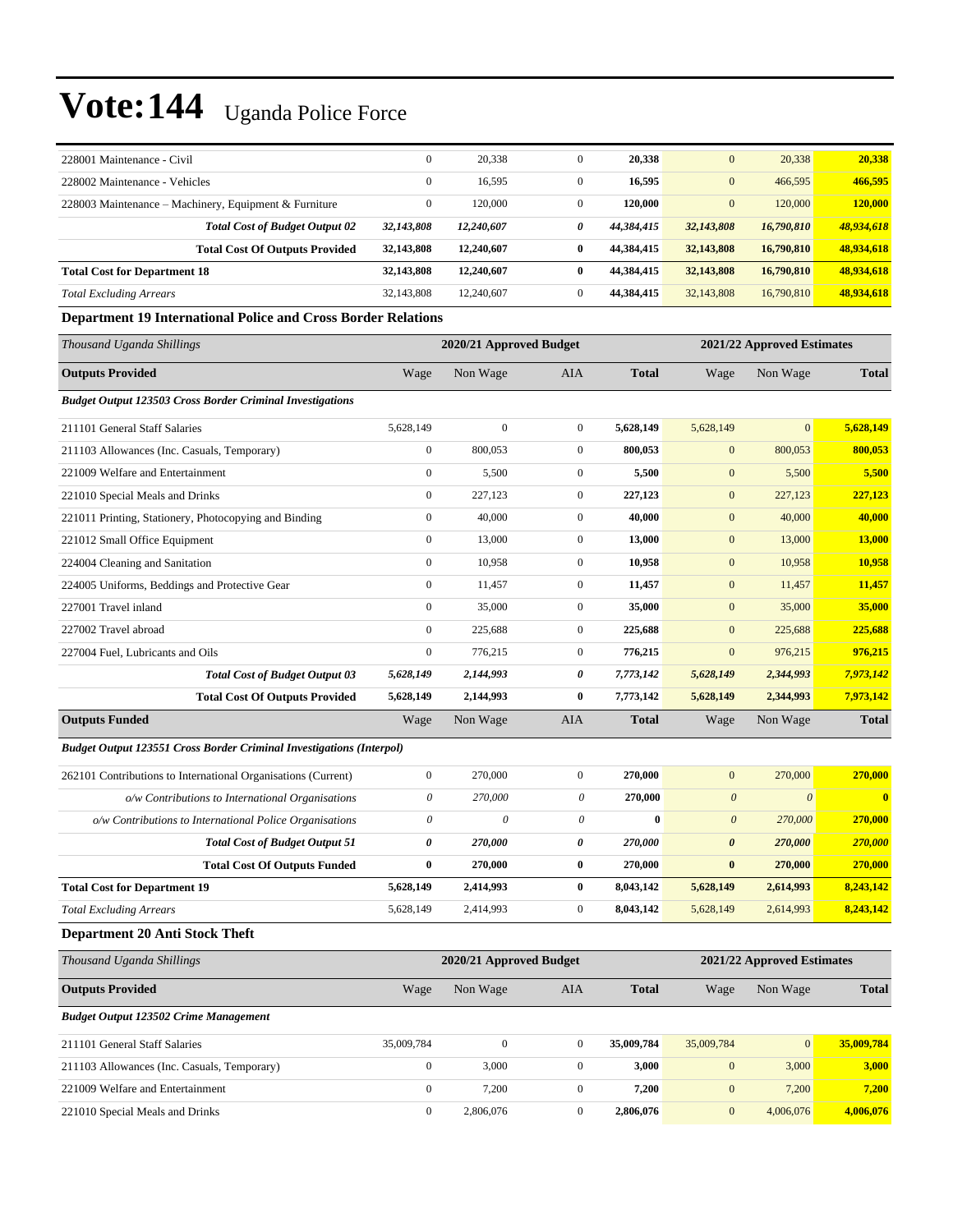# Vote:144 Uganda Police Force

| | | | | | | | |
|---|---|---|---|---|---|---|---|
| 228001 Maintenance - Civil | 0 | 20,338 | 0 | **20,338** | 0 | 20,338 | **20,338** |
| 228002 Maintenance - Vehicles | 0 | 16,595 | 0 | **16,595** | 0 | 466,595 | **466,595** |
| 228003 Maintenance – Machinery, Equipment & Furniture | 0 | 120,000 | 0 | **120,000** | 0 | 120,000 | **120,000** |
| ***Total Cost of Budget Output 02*** | ***32,143,808*** | ***12,240,607*** | ***0*** | ***44,384,415*** | ***32,143,808*** | ***16,790,810*** | ***48,934,618*** |
| **Total Cost Of Outputs Provided** | **32,143,808** | **12,240,607** | **0** | **44,384,415** | **32,143,808** | **16,790,810** | **48,934,618** |
| **Total Cost for Department 18** | **32,143,808** | **12,240,607** | **0** | **44,384,415** | **32,143,808** | **16,790,810** | **48,934,618** |
| *Total Excluding Arrears* | 32,143,808 | 12,240,607 | 0 | **44,384,415** | 32,143,808 | 16,790,810 | **48,934,618** |

### Department 19 International Police and Cross Border Relations

| *Thousand Uganda Shillings* | 2020/21 Approved Budget | | | | 2021/22 Approved Estimates | | |
|---|---|---|---|---|---|---|---|
| **Outputs Provided** | Wage | Non Wage | AIA | **Total** | Wage | Non Wage | **Total** |
| ***Budget Output 123503 Cross Border Criminal Investigations*** | | | | | | | |
| 211101 General Staff Salaries | 5,628,149 | 0 | 0 | **5,628,149** | 5,628,149 | 0 | **5,628,149** |
| 211103 Allowances (Inc. Casuals, Temporary) | 0 | 800,053 | 0 | **800,053** | 0 | 800,053 | **800,053** |
| 221009 Welfare and Entertainment | 0 | 5,500 | 0 | **5,500** | 0 | 5,500 | **5,500** |
| 221010 Special Meals and Drinks | 0 | 227,123 | 0 | **227,123** | 0 | 227,123 | **227,123** |
| 221011 Printing, Stationery, Photocopying and Binding | 0 | 40,000 | 0 | **40,000** | 0 | 40,000 | **40,000** |
| 221012 Small Office Equipment | 0 | 13,000 | 0 | **13,000** | 0 | 13,000 | **13,000** |
| 224004 Cleaning and Sanitation | 0 | 10,958 | 0 | **10,958** | 0 | 10,958 | **10,958** |
| 224005 Uniforms, Beddings and Protective Gear | 0 | 11,457 | 0 | **11,457** | 0 | 11,457 | **11,457** |
| 227001 Travel inland | 0 | 35,000 | 0 | **35,000** | 0 | 35,000 | **35,000** |
| 227002 Travel abroad | 0 | 225,688 | 0 | **225,688** | 0 | 225,688 | **225,688** |
| 227004 Fuel, Lubricants and Oils | 0 | 776,215 | 0 | **776,215** | 0 | 976,215 | **976,215** |
| ***Total Cost of Budget Output 03*** | ***5,628,149*** | ***2,144,993*** | ***0*** | ***7,773,142*** | ***5,628,149*** | ***2,344,993*** | ***7,973,142*** |
| **Total Cost Of Outputs Provided** | **5,628,149** | **2,144,993** | **0** | **7,773,142** | **5,628,149** | **2,344,993** | **7,973,142** |
| **Outputs Funded** | Wage | Non Wage | AIA | **Total** | Wage | Non Wage | **Total** |
| ***Budget Output 123551 Cross Border Criminal Investigations (Interpol)*** | | | | | | | |
| 262101 Contributions to International Organisations (Current) | 0 | 270,000 | 0 | **270,000** | 0 | 270,000 | **270,000** |
| *o/w Contributions to International Organisations* | *0* | *270,000* | *0* | **270,000** | *0* | *0* | **0** |
| *o/w Contributions to International Police Organisations* | *0* | *0* | *0* | **0** | *0* | *270,000* | **270,000** |
| ***Total Cost of Budget Output 51*** | ***0*** | ***270,000*** | ***0*** | ***270,000*** | ***0*** | ***270,000*** | ***270,000*** |
| **Total Cost Of Outputs Funded** | **0** | **270,000** | **0** | **270,000** | **0** | **270,000** | **270,000** |
| **Total Cost for Department 19** | **5,628,149** | **2,414,993** | **0** | **8,043,142** | **5,628,149** | **2,614,993** | **8,243,142** |
| *Total Excluding Arrears* | 5,628,149 | 2,414,993 | 0 | **8,043,142** | 5,628,149 | 2,614,993 | **8,243,142** |

### Department 20 Anti Stock Theft

| *Thousand Uganda Shillings* | 2020/21 Approved Budget | | | | 2021/22 Approved Estimates | | |
|---|---|---|---|---|---|---|---|
| **Outputs Provided** | Wage | Non Wage | AIA | **Total** | Wage | Non Wage | **Total** |
| ***Budget Output 123502 Crime Management*** | | | | | | | |
| 211101 General Staff Salaries | 35,009,784 | 0 | 0 | **35,009,784** | 35,009,784 | 0 | **35,009,784** |
| 211103 Allowances (Inc. Casuals, Temporary) | 0 | 3,000 | 0 | **3,000** | 0 | 3,000 | **3,000** |
| 221009 Welfare and Entertainment | 0 | 7,200 | 0 | **7,200** | 0 | 7,200 | **7,200** |
| 221010 Special Meals and Drinks | 0 | 2,806,076 | 0 | **2,806,076** | 0 | 4,006,076 | **4,006,076** |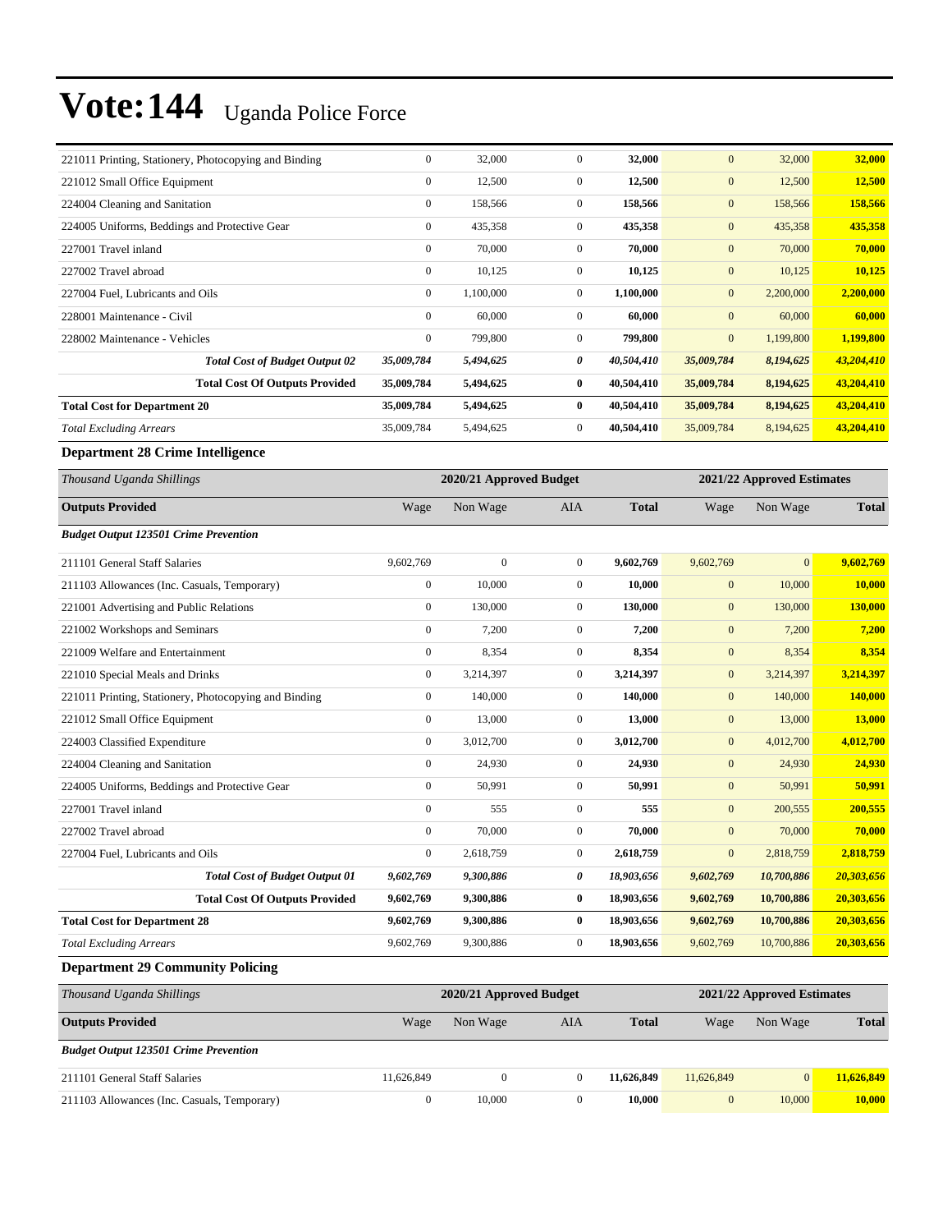# Vote:144 Uganda Police Force

| | | | | | | | |
|---|---|---|---|---|---|---|---|
| 221011 Printing, Stationery, Photocopying and Binding | 0 | 32,000 | 0 | **32,000** | 0 | 32,000 | **32,000** |
| 221012 Small Office Equipment | 0 | 12,500 | 0 | **12,500** | 0 | 12,500 | **12,500** |
| 224004 Cleaning and Sanitation | 0 | 158,566 | 0 | **158,566** | 0 | 158,566 | **158,566** |
| 224005 Uniforms, Beddings and Protective Gear | 0 | 435,358 | 0 | **435,358** | 0 | 435,358 | **435,358** |
| 227001 Travel inland | 0 | 70,000 | 0 | **70,000** | 0 | 70,000 | **70,000** |
| 227002 Travel abroad | 0 | 10,125 | 0 | **10,125** | 0 | 10,125 | **10,125** |
| 227004 Fuel, Lubricants and Oils | 0 | 1,100,000 | 0 | **1,100,000** | 0 | 2,200,000 | **2,200,000** |
| 228001 Maintenance - Civil | 0 | 60,000 | 0 | **60,000** | 0 | 60,000 | **60,000** |
| 228002 Maintenance - Vehicles | 0 | 799,800 | 0 | **799,800** | 0 | 1,199,800 | **1,199,800** |
| ***Total Cost of Budget Output 02*** | ***35,009,784*** | ***5,494,625*** | ***0*** | ***40,504,410*** | ***35,009,784*** | ***8,194,625*** | ***43,204,410*** |
| **Total Cost Of Outputs Provided** | **35,009,784** | **5,494,625** | **0** | **40,504,410** | **35,009,784** | **8,194,625** | **43,204,410** |
| **Total Cost for Department 20** | **35,009,784** | **5,494,625** | **0** | **40,504,410** | **35,009,784** | **8,194,625** | **43,204,410** |
| *Total Excluding Arrears* | 35,009,784 | 5,494,625 | 0 | **40,504,410** | 35,009,784 | 8,194,625 | **43,204,410** |

### Department 28 Crime Intelligence

| *Thousand Uganda Shillings* | 2020/21 Approved Budget | | | | 2021/22 Approved Estimates | | |
|---|---|---|---|---|---|---|---|
| **Outputs Provided** | Wage | Non Wage | AIA | **Total** | Wage | Non Wage | **Total** |
| ***Budget Output 123501 Crime Prevention*** | | | | | | | |
| 211101 General Staff Salaries | 9,602,769 | 0 | 0 | **9,602,769** | 9,602,769 | 0 | **9,602,769** |
| 211103 Allowances (Inc. Casuals, Temporary) | 0 | 10,000 | 0 | **10,000** | 0 | 10,000 | **10,000** |
| 221001 Advertising and Public Relations | 0 | 130,000 | 0 | **130,000** | 0 | 130,000 | **130,000** |
| 221002 Workshops and Seminars | 0 | 7,200 | 0 | **7,200** | 0 | 7,200 | **7,200** |
| 221009 Welfare and Entertainment | 0 | 8,354 | 0 | **8,354** | 0 | 8,354 | **8,354** |
| 221010 Special Meals and Drinks | 0 | 3,214,397 | 0 | **3,214,397** | 0 | 3,214,397 | **3,214,397** |
| 221011 Printing, Stationery, Photocopying and Binding | 0 | 140,000 | 0 | **140,000** | 0 | 140,000 | **140,000** |
| 221012 Small Office Equipment | 0 | 13,000 | 0 | **13,000** | 0 | 13,000 | **13,000** |
| 224003 Classified Expenditure | 0 | 3,012,700 | 0 | **3,012,700** | 0 | 4,012,700 | **4,012,700** |
| 224004 Cleaning and Sanitation | 0 | 24,930 | 0 | **24,930** | 0 | 24,930 | **24,930** |
| 224005 Uniforms, Beddings and Protective Gear | 0 | 50,991 | 0 | **50,991** | 0 | 50,991 | **50,991** |
| 227001 Travel inland | 0 | 555 | 0 | **555** | 0 | 200,555 | **200,555** |
| 227002 Travel abroad | 0 | 70,000 | 0 | **70,000** | 0 | 70,000 | **70,000** |
| 227004 Fuel, Lubricants and Oils | 0 | 2,618,759 | 0 | **2,618,759** | 0 | 2,818,759 | **2,818,759** |
| ***Total Cost of Budget Output 01*** | ***9,602,769*** | ***9,300,886*** | ***0*** | ***18,903,656*** | ***9,602,769*** | ***10,700,886*** | ***20,303,656*** |
| **Total Cost Of Outputs Provided** | **9,602,769** | **9,300,886** | **0** | **18,903,656** | **9,602,769** | **10,700,886** | **20,303,656** |
| **Total Cost for Department 28** | **9,602,769** | **9,300,886** | **0** | **18,903,656** | **9,602,769** | **10,700,886** | **20,303,656** |
| *Total Excluding Arrears* | 9,602,769 | 9,300,886 | 0 | **18,903,656** | 9,602,769 | 10,700,886 | **20,303,656** |

### Department 29 Community Policing

| *Thousand Uganda Shillings* | 2020/21 Approved Budget | | | | 2021/22 Approved Estimates | | |
|---|---|---|---|---|---|---|---|
| **Outputs Provided** | Wage | Non Wage | AIA | **Total** | Wage | Non Wage | **Total** |
| ***Budget Output 123501 Crime Prevention*** | | | | | | | |
| 211101 General Staff Salaries | 11,626,849 | 0 | 0 | **11,626,849** | 11,626,849 | 0 | **11,626,849** |
| 211103 Allowances (Inc. Casuals, Temporary) | 0 | 10,000 | 0 | **10,000** | 0 | 10,000 | **10,000** |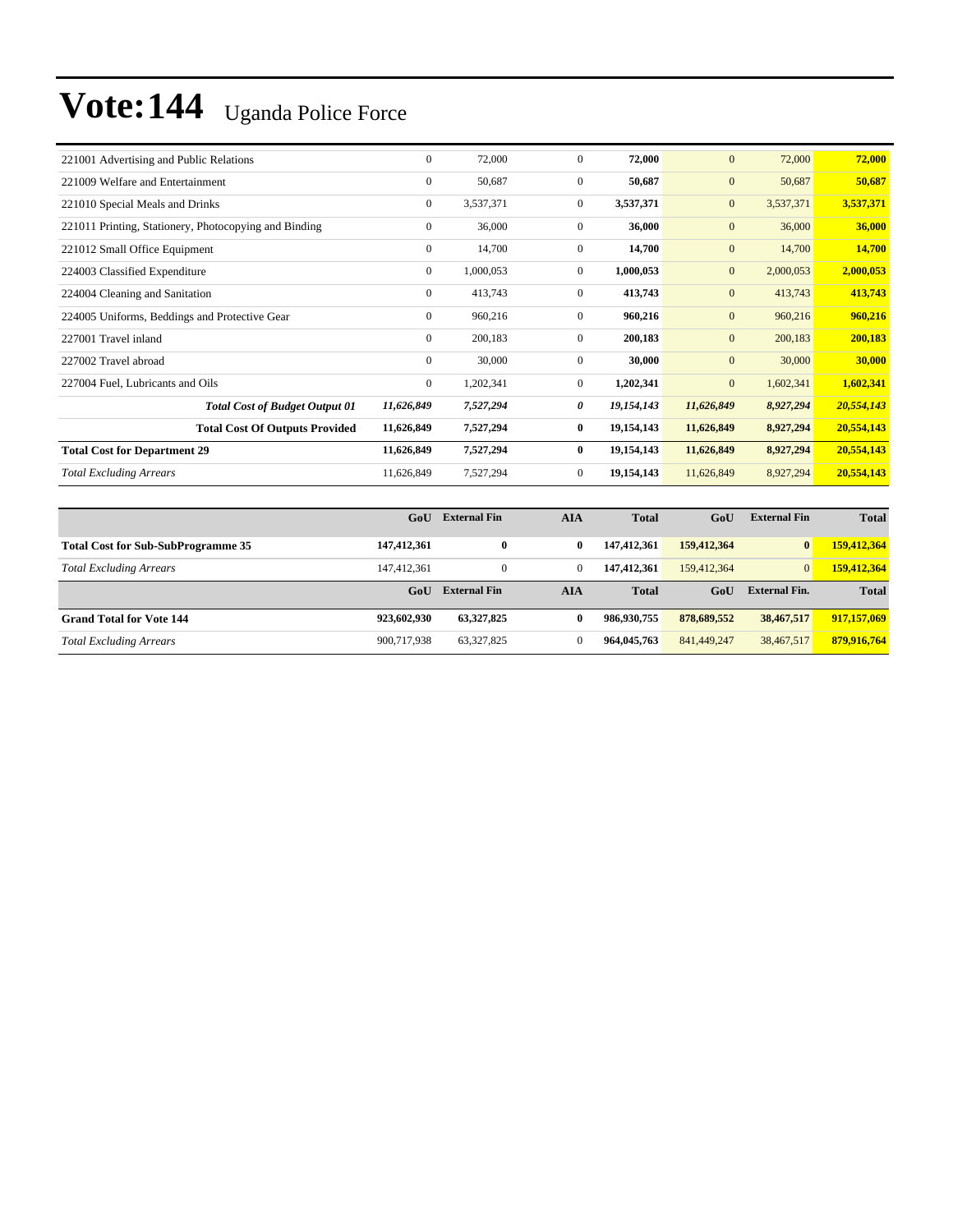# Vote:144 Uganda Police Force

| | | | | | | | |
|---|---|---|---|---|---|---|---|
| 221001 Advertising and Public Relations | 0 | 72,000 | 0 | **72,000** | 0 | 72,000 | **72,000** |
| 221009 Welfare and Entertainment | 0 | 50,687 | 0 | **50,687** | 0 | 50,687 | **50,687** |
| 221010 Special Meals and Drinks | 0 | 3,537,371 | 0 | **3,537,371** | 0 | 3,537,371 | **3,537,371** |
| 221011 Printing, Stationery, Photocopying and Binding | 0 | 36,000 | 0 | **36,000** | 0 | 36,000 | **36,000** |
| 221012 Small Office Equipment | 0 | 14,700 | 0 | **14,700** | 0 | 14,700 | **14,700** |
| 224003 Classified Expenditure | 0 | 1,000,053 | 0 | **1,000,053** | 0 | 2,000,053 | **2,000,053** |
| 224004 Cleaning and Sanitation | 0 | 413,743 | 0 | **413,743** | 0 | 413,743 | **413,743** |
| 224005 Uniforms, Beddings and Protective Gear | 0 | 960,216 | 0 | **960,216** | 0 | 960,216 | **960,216** |
| 227001 Travel inland | 0 | 200,183 | 0 | **200,183** | 0 | 200,183 | **200,183** |
| 227002 Travel abroad | 0 | 30,000 | 0 | **30,000** | 0 | 30,000 | **30,000** |
| 227004 Fuel, Lubricants and Oils | 0 | 1,202,341 | 0 | **1,202,341** | 0 | 1,602,341 | **1,602,341** |
| ***Total Cost of Budget Output 01*** | ***11,626,849*** | ***7,527,294*** | ***0*** | ***19,154,143*** | ***11,626,849*** | ***8,927,294*** | ***20,554,143*** |
| **Total Cost Of Outputs Provided** | **11,626,849** | **7,527,294** | **0** | **19,154,143** | **11,626,849** | **8,927,294** | **20,554,143** |
| **Total Cost for Department 29** | **11,626,849** | **7,527,294** | **0** | **19,154,143** | **11,626,849** | **8,927,294** | **20,554,143** |
| *Total Excluding Arrears* | 11,626,849 | 7,527,294 | 0 | **19,154,143** | 11,626,849 | 8,927,294 | **20,554,143** |

| | GoU | External Fin | AIA | Total | GoU | External Fin | Total |
|---|---|---|---|---|---|---|---|
| **Total Cost for Sub-SubProgramme 35** | **147,412,361** | **0** | **0** | **147,412,361** | **159,412,364** | **0** | **159,412,364** |
| *Total Excluding Arrears* | 147,412,361 | 0 | 0 | **147,412,361** | 159,412,364 | 0 | **159,412,364** |

| | GoU | External Fin | AIA | Total | GoU | External Fin. | Total |
|---|---|---|---|---|---|---|---|
| **Grand Total for Vote 144** | **923,602,930** | **63,327,825** | **0** | **986,930,755** | **878,689,552** | **38,467,517** | **917,157,069** |
| *Total Excluding Arrears* | 900,717,938 | 63,327,825 | 0 | **964,045,763** | 841,449,247 | 38,467,517 | **879,916,764** |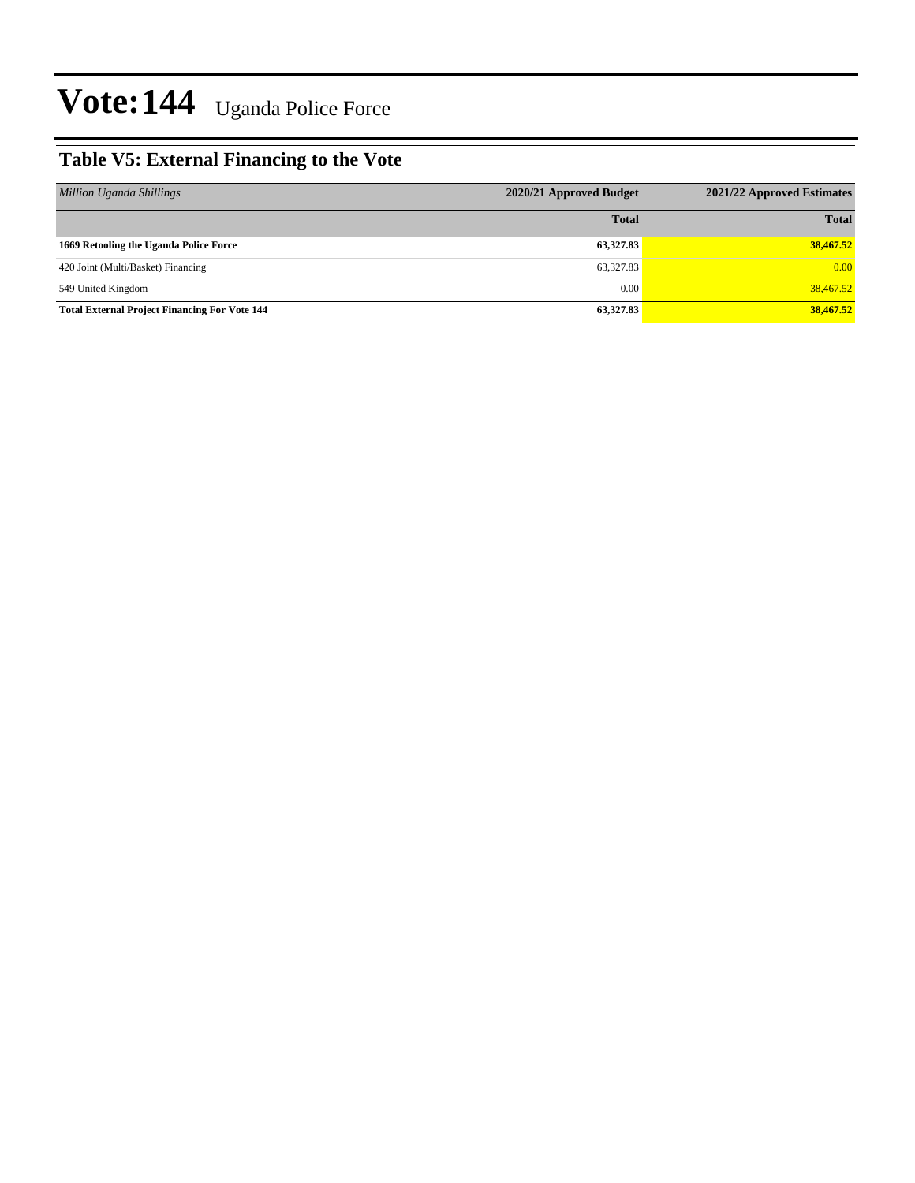# Vote:144 Uganda Police Force

## Table V5: External Financing to the Vote

| *Million Uganda Shillings* | 2020/21 Approved Budget | 2021/22 Approved Estimates |
|---|---|---|
| | **Total** | **Total** |
| **1669 Retooling the Uganda Police Force** | **63,327.83** | **38,467.52** |
| 420 Joint (Multi/Basket) Financing | 63,327.83 | 0.00 |
| 549 United Kingdom | 0.00 | 38,467.52 |
| **Total External Project Financing For Vote 144** | **63,327.83** | **38,467.52** |